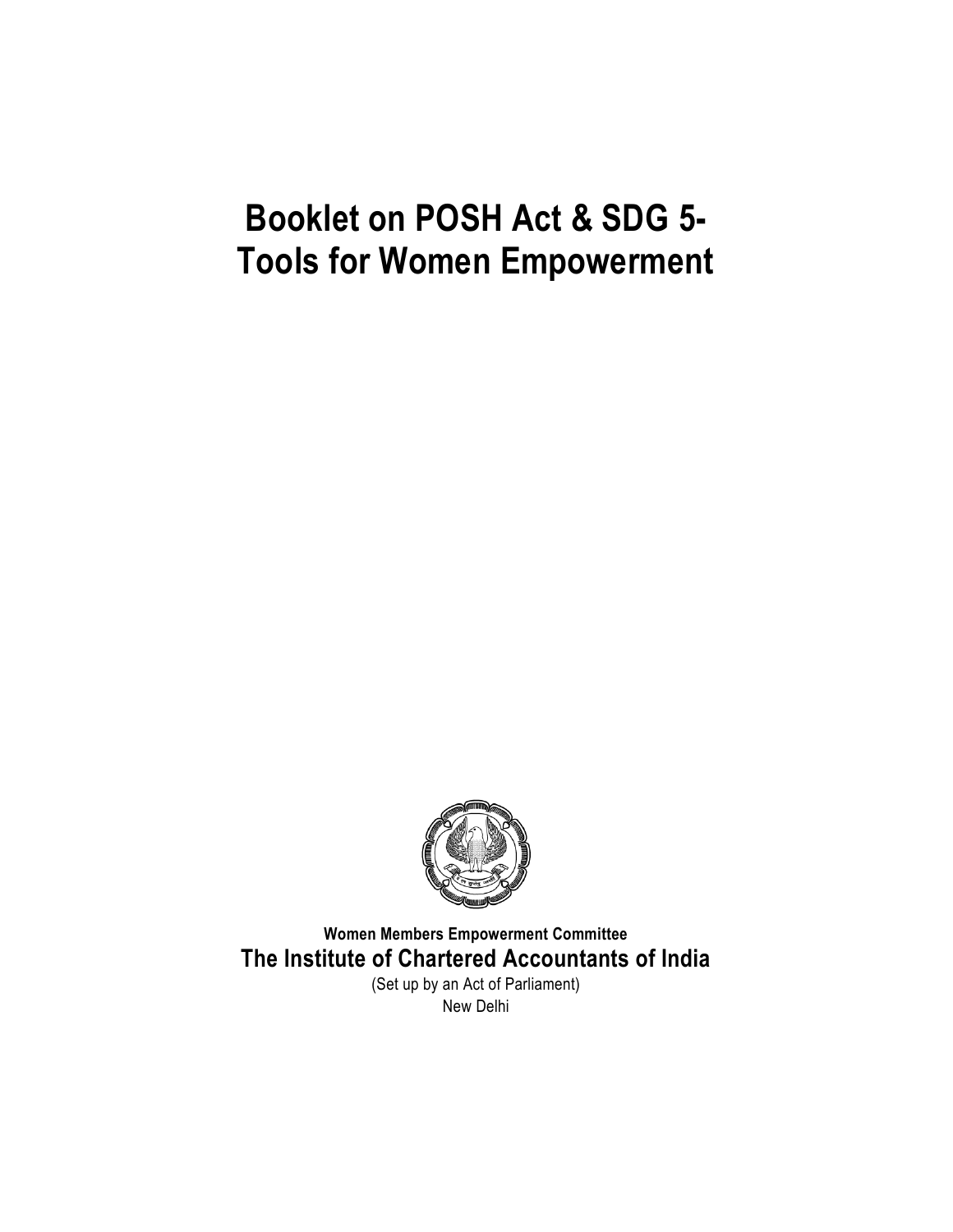# Booklet on POSH Act & SDG 5-
# Tools for Women Empowerment

**Women Members Empowerment Committee**

**The Institute of Chartered Accountants of India**

(Set up by an Act of Parliament)

New Delhi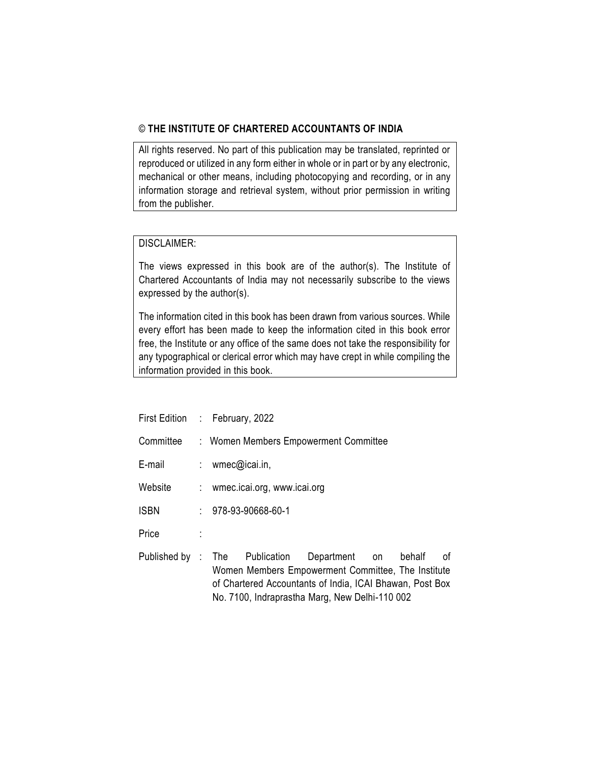**© THE INSTITUTE OF CHARTERED ACCOUNTANTS OF INDIA**

All rights reserved. No part of this publication may be translated, reprinted or reproduced or utilized in any form either in whole or in part or by any electronic, mechanical or other means, including photocopying and recording, or in any information storage and retrieval system, without prior permission in writing from the publisher.

DISCLAIMER:

The views expressed in this book are of the author(s). The Institute of Chartered Accountants of India may not necessarily subscribe to the views expressed by the author(s).

The information cited in this book has been drawn from various sources. While every effort has been made to keep the information cited in this book error free, the Institute or any office of the same does not take the responsibility for any typographical or clerical error which may have crept in while compiling the information provided in this book.

| | | |
|---|---|---|
| First Edition | : | February, 2022 |
| Committee | : | Women Members Empowerment Committee |
| E-mail | : | wmec@icai.in, |
| Website | : | wmec.icai.org, www.icai.org |
| ISBN | : | 978-93-90668-60-1 |
| Price | : | |
| Published by | : | The Publication Department on behalf of Women Members Empowerment Committee, The Institute of Chartered Accountants of India, ICAI Bhawan, Post Box No. 7100, Indraprastha Marg, New Delhi-110 002 |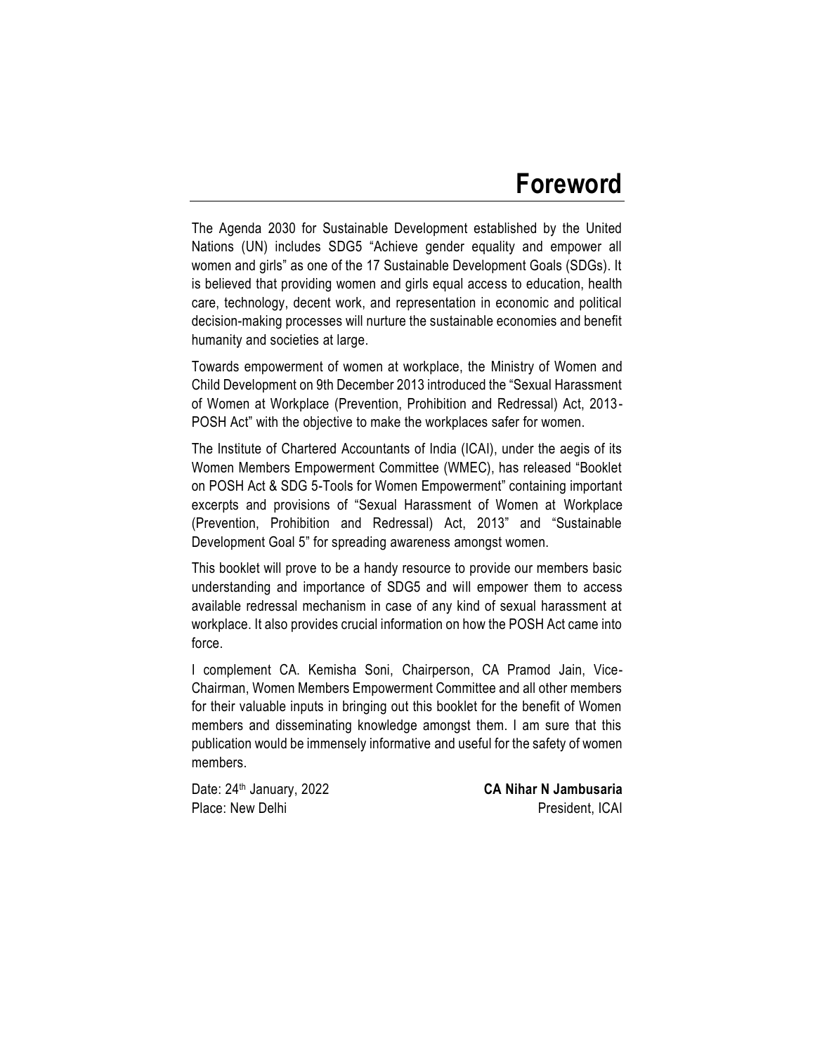# Foreword

The Agenda 2030 for Sustainable Development established by the United Nations (UN) includes SDG5 "Achieve gender equality and empower all women and girls" as one of the 17 Sustainable Development Goals (SDGs). It is believed that providing women and girls equal access to education, health care, technology, decent work, and representation in economic and political decision-making processes will nurture the sustainable economies and benefit humanity and societies at large.

Towards empowerment of women at workplace, the Ministry of Women and Child Development on 9th December 2013 introduced the "Sexual Harassment of Women at Workplace (Prevention, Prohibition and Redressal) Act, 2013-POSH Act" with the objective to make the workplaces safer for women.

The Institute of Chartered Accountants of India (ICAI), under the aegis of its Women Members Empowerment Committee (WMEC), has released "Booklet on POSH Act & SDG 5-Tools for Women Empowerment" containing important excerpts and provisions of "Sexual Harassment of Women at Workplace (Prevention, Prohibition and Redressal) Act, 2013" and "Sustainable Development Goal 5" for spreading awareness amongst women.

This booklet will prove to be a handy resource to provide our members basic understanding and importance of SDG5 and will empower them to access available redressal mechanism in case of any kind of sexual harassment at workplace. It also provides crucial information on how the POSH Act came into force.

I complement CA. Kemisha Soni, Chairperson, CA Pramod Jain, Vice-Chairman, Women Members Empowerment Committee and all other members for their valuable inputs in bringing out this booklet for the benefit of Women members and disseminating knowledge amongst them. I am sure that this publication would be immensely informative and useful for the safety of women members.

Date: 24th January, 2022
Place: New Delhi

**CA Nihar N Jambusaria**
President, ICAI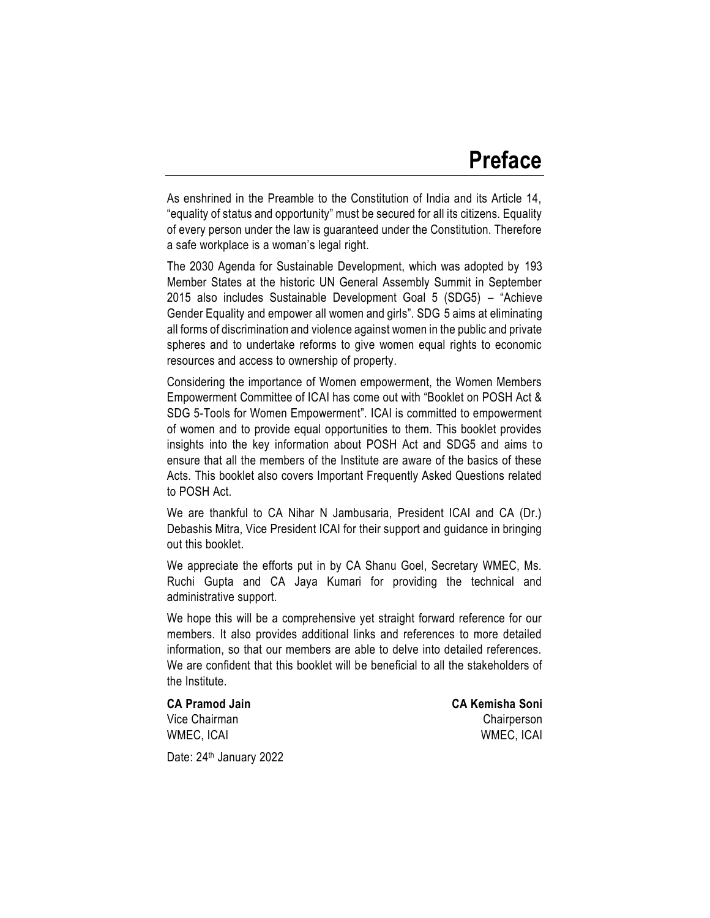# Preface

As enshrined in the Preamble to the Constitution of India and its Article 14, "equality of status and opportunity" must be secured for all its citizens. Equality of every person under the law is guaranteed under the Constitution. Therefore a safe workplace is a woman's legal right.

The 2030 Agenda for Sustainable Development, which was adopted by 193 Member States at the historic UN General Assembly Summit in September 2015 also includes Sustainable Development Goal 5 (SDG5) – "Achieve Gender Equality and empower all women and girls". SDG 5 aims at eliminating all forms of discrimination and violence against women in the public and private spheres and to undertake reforms to give women equal rights to economic resources and access to ownership of property.

Considering the importance of Women empowerment, the Women Members Empowerment Committee of ICAI has come out with "Booklet on POSH Act & SDG 5-Tools for Women Empowerment". ICAI is committed to empowerment of women and to provide equal opportunities to them. This booklet provides insights into the key information about POSH Act and SDG5 and aims to ensure that all the members of the Institute are aware of the basics of these Acts. This booklet also covers Important Frequently Asked Questions related to POSH Act.

We are thankful to CA Nihar N Jambusaria, President ICAI and CA (Dr.) Debashis Mitra, Vice President ICAI for their support and guidance in bringing out this booklet.

We appreciate the efforts put in by CA Shanu Goel, Secretary WMEC, Ms. Ruchi Gupta and CA Jaya Kumari for providing the technical and administrative support.

We hope this will be a comprehensive yet straight forward reference for our members. It also provides additional links and references to more detailed information, so that our members are able to delve into detailed references. We are confident that this booklet will be beneficial to all the stakeholders of the Institute.

**CA Pramod Jain**
Vice Chairman
WMEC, ICAI

**CA Kemisha Soni**
Chairperson
WMEC, ICAI

Date: 24th January 2022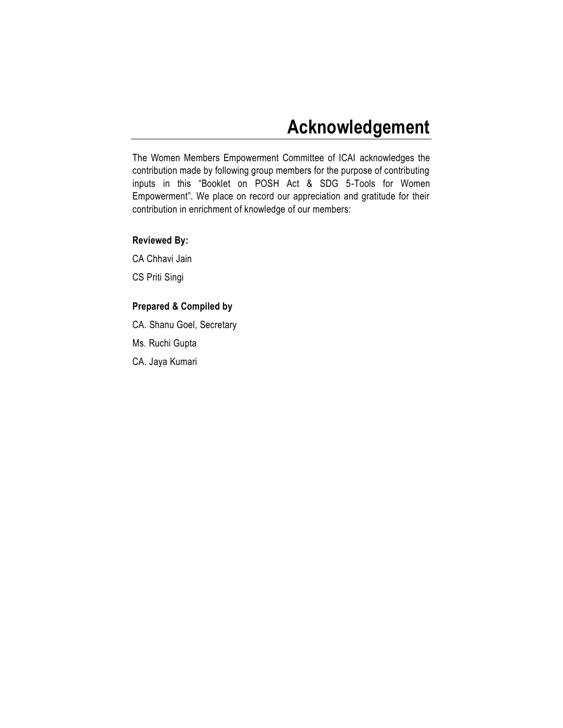# Acknowledgement

The Women Members Empowerment Committee of ICAI acknowledges the contribution made by following group members for the purpose of contributing inputs in this "Booklet on POSH Act & SDG 5-Tools for Women Empowerment". We place on record our appreciation and gratitude for their contribution in enrichment of knowledge of our members:

**Reviewed By:**

CA Chhavi Jain

CS Priti Singi

**Prepared & Compiled by**

CA. Shanu Goel, Secretary

Ms. Ruchi Gupta

CA. Jaya Kumari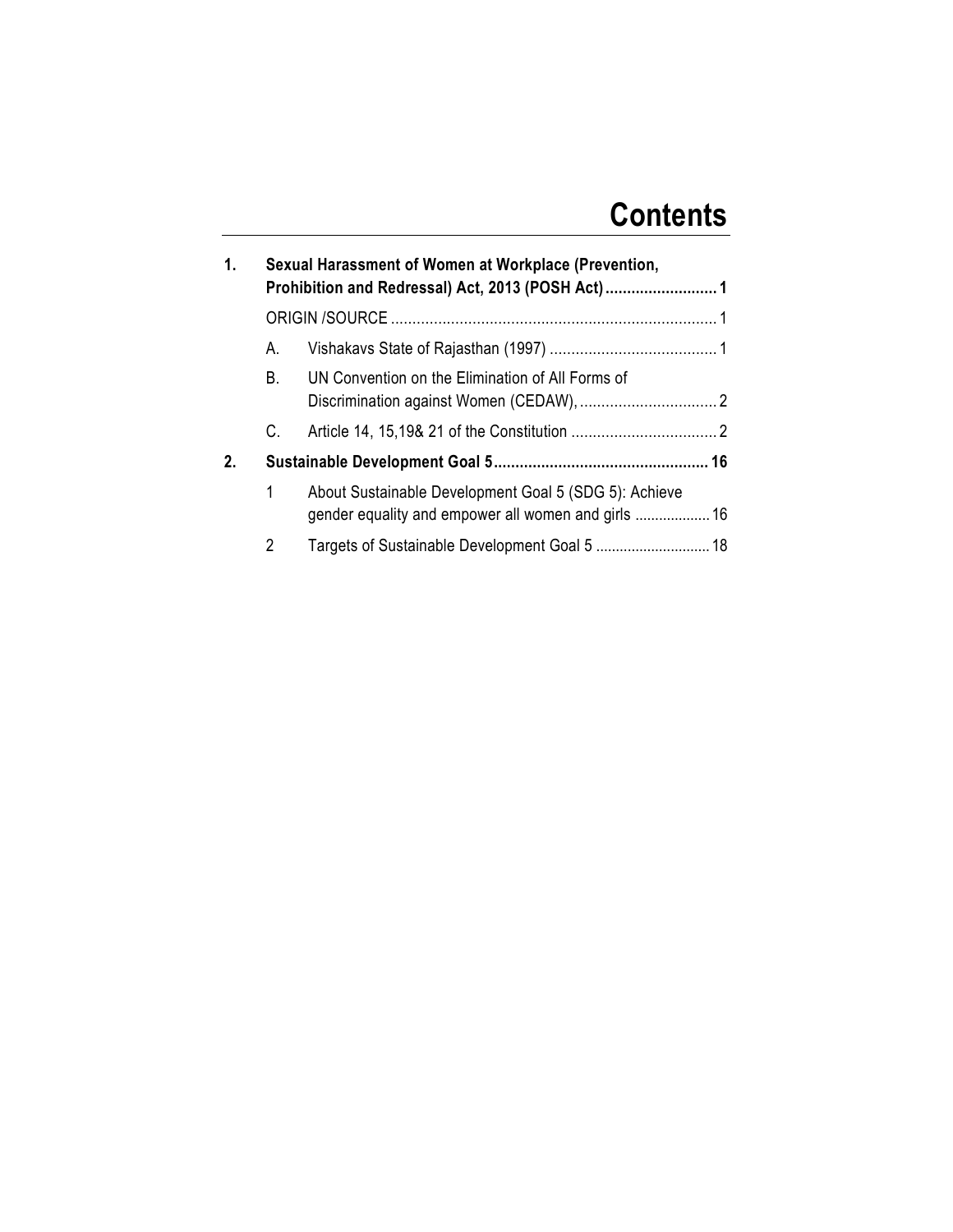# Contents

| | | | |
|---|---|---|---|
| **1.** | **Sexual Harassment of Women at Workplace (Prevention, Prohibition and Redressal) Act, 2013 (POSH Act)** | | **1** |
| | ORIGIN /SOURCE | | 1 |
| | A. | Vishakavs State of Rajasthan (1997) | 1 |
| | B. | UN Convention on the Elimination of All Forms of Discrimination against Women (CEDAW), | 2 |
| | C. | Article 14, 15,19& 21 of the Constitution | 2 |
| **2.** | **Sustainable Development Goal 5** | | **16** |
| | 1 | About Sustainable Development Goal 5 (SDG 5): Achieve gender equality and empower all women and girls | 16 |
| | 2 | Targets of Sustainable Development Goal 5 | 18 |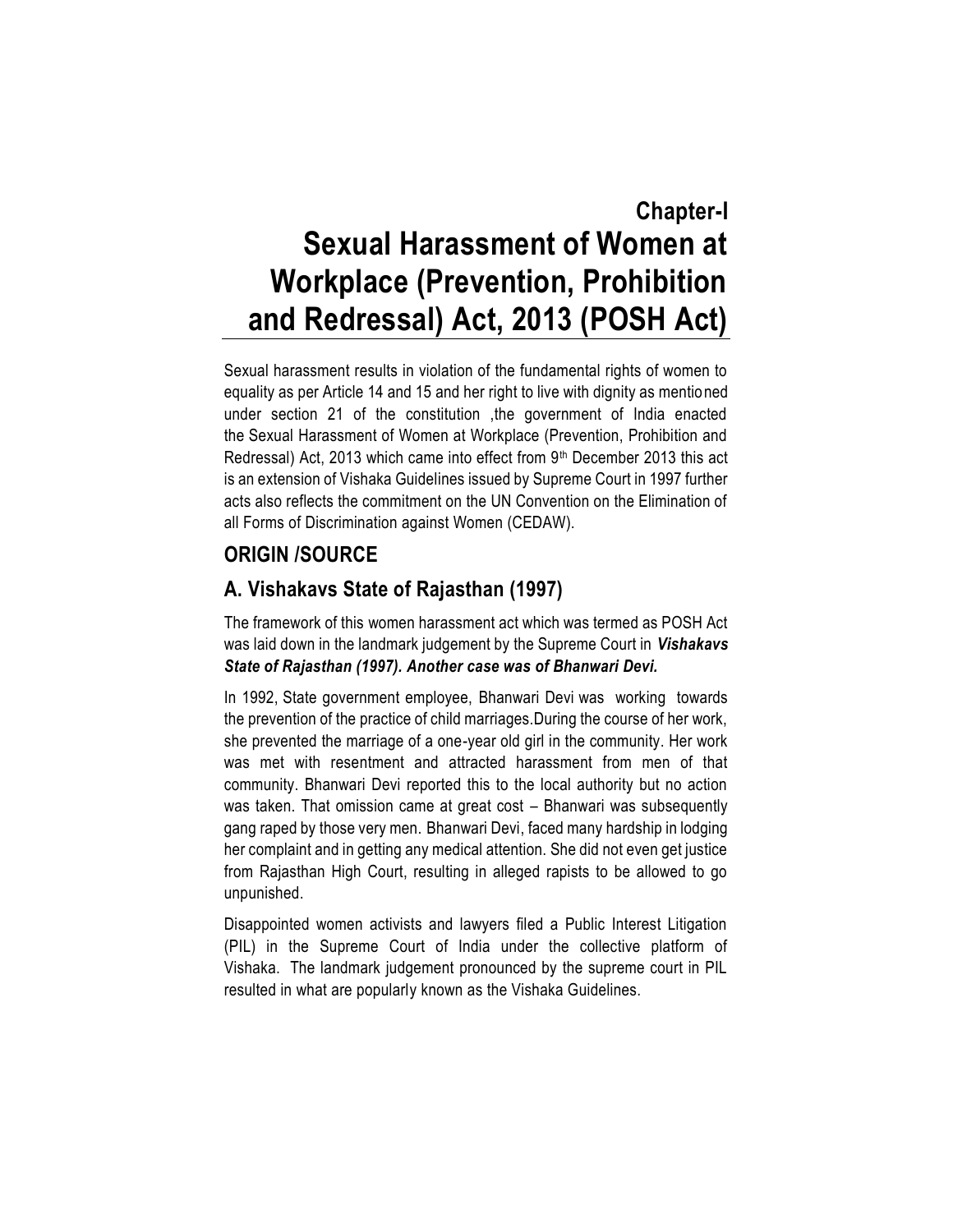# Chapter-I

# Sexual Harassment of Women at Workplace (Prevention, Prohibition and Redressal) Act, 2013 (POSH Act)

Sexual harassment results in violation of the fundamental rights of women to equality as per Article 14 and 15 and her right to live with dignity as mentioned under section 21 of the constitution ,the government of India enacted the Sexual Harassment of Women at Workplace (Prevention, Prohibition and Redressal) Act, 2013 which came into effect from 9th December 2013 this act is an extension of Vishaka Guidelines issued by Supreme Court in 1997 further acts also reflects the commitment on the UN Convention on the Elimination of all Forms of Discrimination against Women (CEDAW).

## ORIGIN /SOURCE

## A. Vishakavs State of Rajasthan (1997)

The framework of this women harassment act which was termed as POSH Act was laid down in the landmark judgement by the Supreme Court in ***Vishakavs State of Rajasthan (1997). Another case was of Bhanwari Devi.***

In 1992, State government employee, Bhanwari Devi was working towards the prevention of the practice of child marriages.During the course of her work, she prevented the marriage of a one-year old girl in the community. Her work was met with resentment and attracted harassment from men of that community. Bhanwari Devi reported this to the local authority but no action was taken. That omission came at great cost – Bhanwari was subsequently gang raped by those very men. Bhanwari Devi, faced many hardship in lodging her complaint and in getting any medical attention. She did not even get justice from Rajasthan High Court, resulting in alleged rapists to be allowed to go unpunished.

Disappointed women activists and lawyers filed a Public Interest Litigation (PIL) in the Supreme Court of India under the collective platform of Vishaka. The landmark judgement pronounced by the supreme court in PIL resulted in what are popularly known as the Vishaka Guidelines.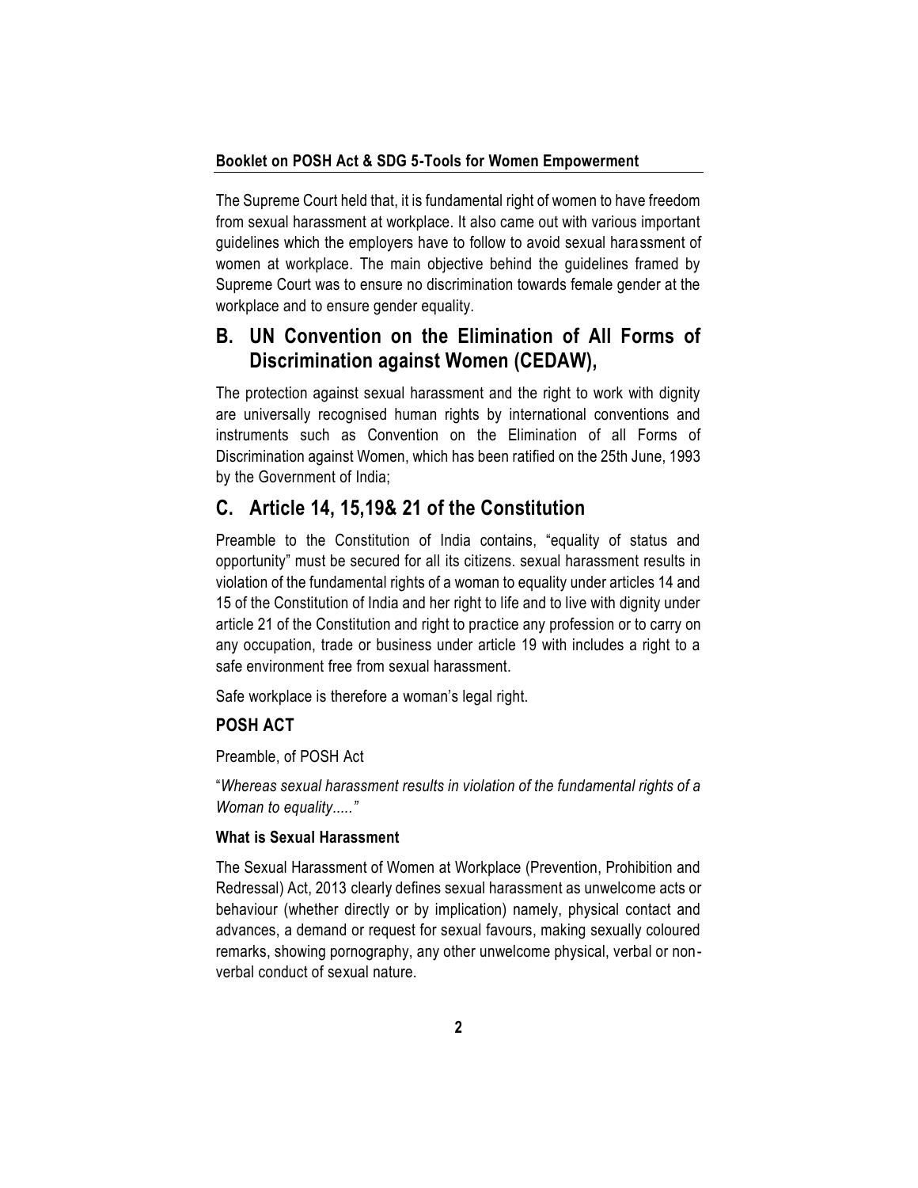The Supreme Court held that, it is fundamental right of women to have freedom from sexual harassment at workplace. It also came out with various important guidelines which the employers have to follow to avoid sexual harassment of women at workplace. The main objective behind the guidelines framed by Supreme Court was to ensure no discrimination towards female gender at the workplace and to ensure gender equality.

## B. UN Convention on the Elimination of All Forms of Discrimination against Women (CEDAW),

The protection against sexual harassment and the right to work with dignity are universally recognised human rights by international conventions and instruments such as Convention on the Elimination of all Forms of Discrimination against Women, which has been ratified on the 25th June, 1993 by the Government of India;

## C. Article 14, 15,19& 21 of the Constitution

Preamble to the Constitution of India contains, "equality of status and opportunity" must be secured for all its citizens. sexual harassment results in violation of the fundamental rights of a woman to equality under articles 14 and 15 of the Constitution of India and her right to life and to live with dignity under article 21 of the Constitution and right to practice any profession or to carry on any occupation, trade or business under article 19 with includes a right to a safe environment free from sexual harassment.

Safe workplace is therefore a woman's legal right.

### POSH ACT

Preamble, of POSH Act

"*Whereas sexual harassment results in violation of the fundamental rights of a Woman to equality....."*

#### What is Sexual Harassment

The Sexual Harassment of Women at Workplace (Prevention, Prohibition and Redressal) Act, 2013 clearly defines sexual harassment as unwelcome acts or behaviour (whether directly or by implication) namely, physical contact and advances, a demand or request for sexual favours, making sexually coloured remarks, showing pornography, any other unwelcome physical, verbal or non-verbal conduct of sexual nature.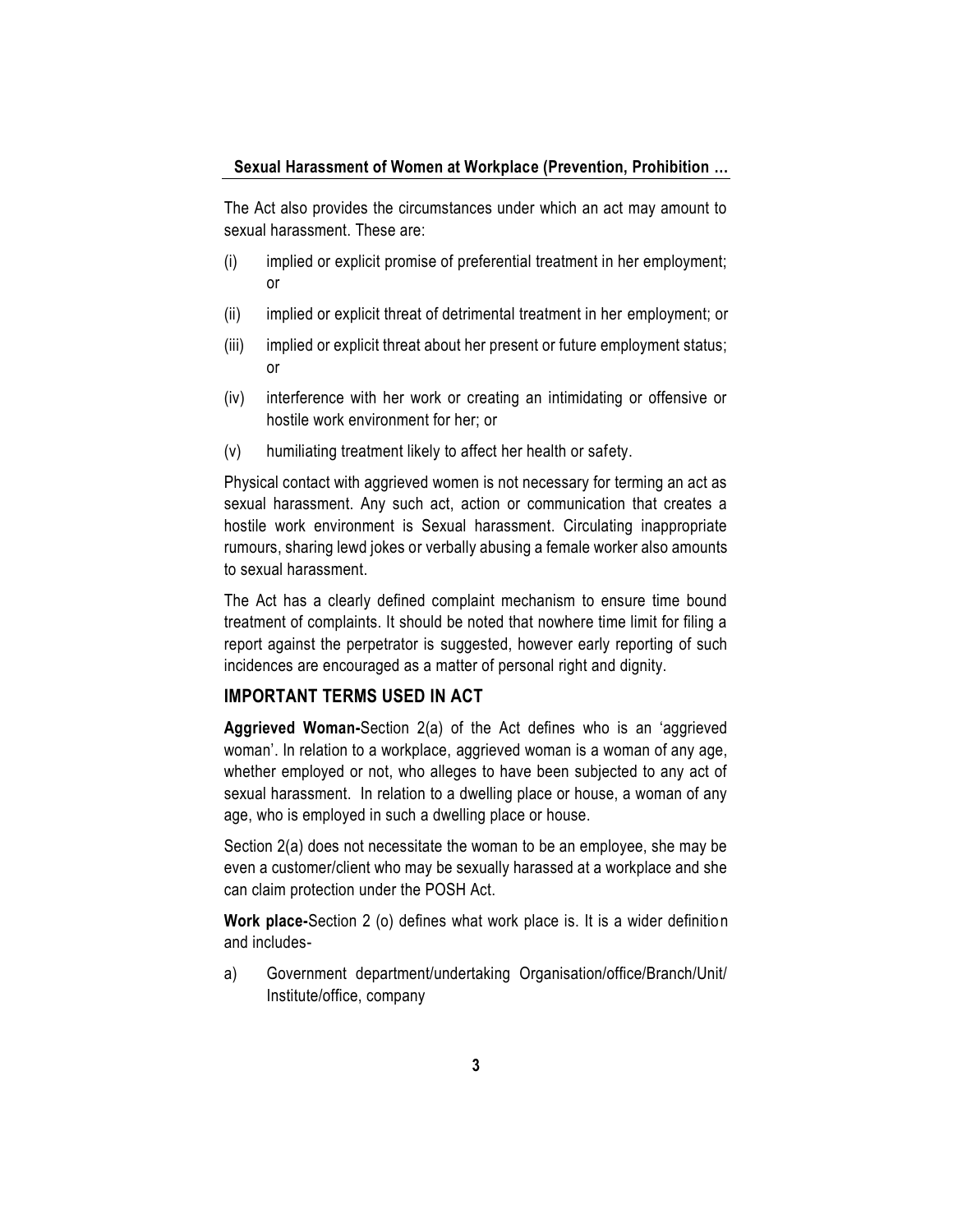The Act also provides the circumstances under which an act may amount to sexual harassment. These are:

(i) implied or explicit promise of preferential treatment in her employment; or

(ii) implied or explicit threat of detrimental treatment in her employment; or

(iii) implied or explicit threat about her present or future employment status; or

(iv) interference with her work or creating an intimidating or offensive or hostile work environment for her; or

(v) humiliating treatment likely to affect her health or safety.

Physical contact with aggrieved women is not necessary for terming an act as sexual harassment. Any such act, action or communication that creates a hostile work environment is Sexual harassment. Circulating inappropriate rumours, sharing lewd jokes or verbally abusing a female worker also amounts to sexual harassment.

The Act has a clearly defined complaint mechanism to ensure time bound treatment of complaints. It should be noted that nowhere time limit for filing a report against the perpetrator is suggested, however early reporting of such incidences are encouraged as a matter of personal right and dignity.

## IMPORTANT TERMS USED IN ACT

**Aggrieved Woman-**Section 2(a) of the Act defines who is an 'aggrieved woman'. In relation to a workplace, aggrieved woman is a woman of any age, whether employed or not, who alleges to have been subjected to any act of sexual harassment. In relation to a dwelling place or house, a woman of any age, who is employed in such a dwelling place or house.

Section 2(a) does not necessitate the woman to be an employee, she may be even a customer/client who may be sexually harassed at a workplace and she can claim protection under the POSH Act.

**Work place-**Section 2 (o) defines what work place is. It is a wider definition and includes-

a) Government department/undertaking Organisation/office/Branch/Unit/ Institute/office, company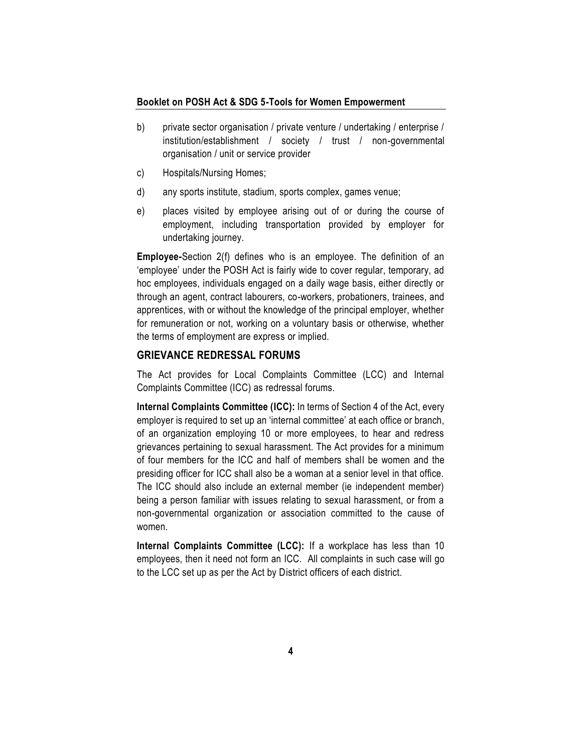b) private sector organisation / private venture / undertaking / enterprise / institution/establishment / society / trust / non-governmental organisation / unit or service provider

c) Hospitals/Nursing Homes;

d) any sports institute, stadium, sports complex, games venue;

e) places visited by employee arising out of or during the course of employment, including transportation provided by employer for undertaking journey.

**Employee-**Section 2(f) defines who is an employee. The definition of an 'employee' under the POSH Act is fairly wide to cover regular, temporary, ad hoc employees, individuals engaged on a daily wage basis, either directly or through an agent, contract labourers, co-workers, probationers, trainees, and apprentices, with or without the knowledge of the principal employer, whether for remuneration or not, working on a voluntary basis or otherwise, whether the terms of employment are express or implied.

## GRIEVANCE REDRESSAL FORUMS

The Act provides for Local Complaints Committee (LCC) and Internal Complaints Committee (ICC) as redressal forums.

**Internal Complaints Committee (ICC):** In terms of Section 4 of the Act, every employer is required to set up an 'internal committee' at each office or branch, of an organization employing 10 or more employees, to hear and redress grievances pertaining to sexual harassment. The Act provides for a minimum of four members for the ICC and half of members shall be women and the presiding officer for ICC shall also be a woman at a senior level in that office. The ICC should also include an external member (ie independent member) being a person familiar with issues relating to sexual harassment, or from a non-governmental organization or association committed to the cause of women.

**Internal Complaints Committee (LCC):** If a workplace has less than 10 employees, then it need not form an ICC. All complaints in such case will go to the LCC set up as per the Act by District officers of each district.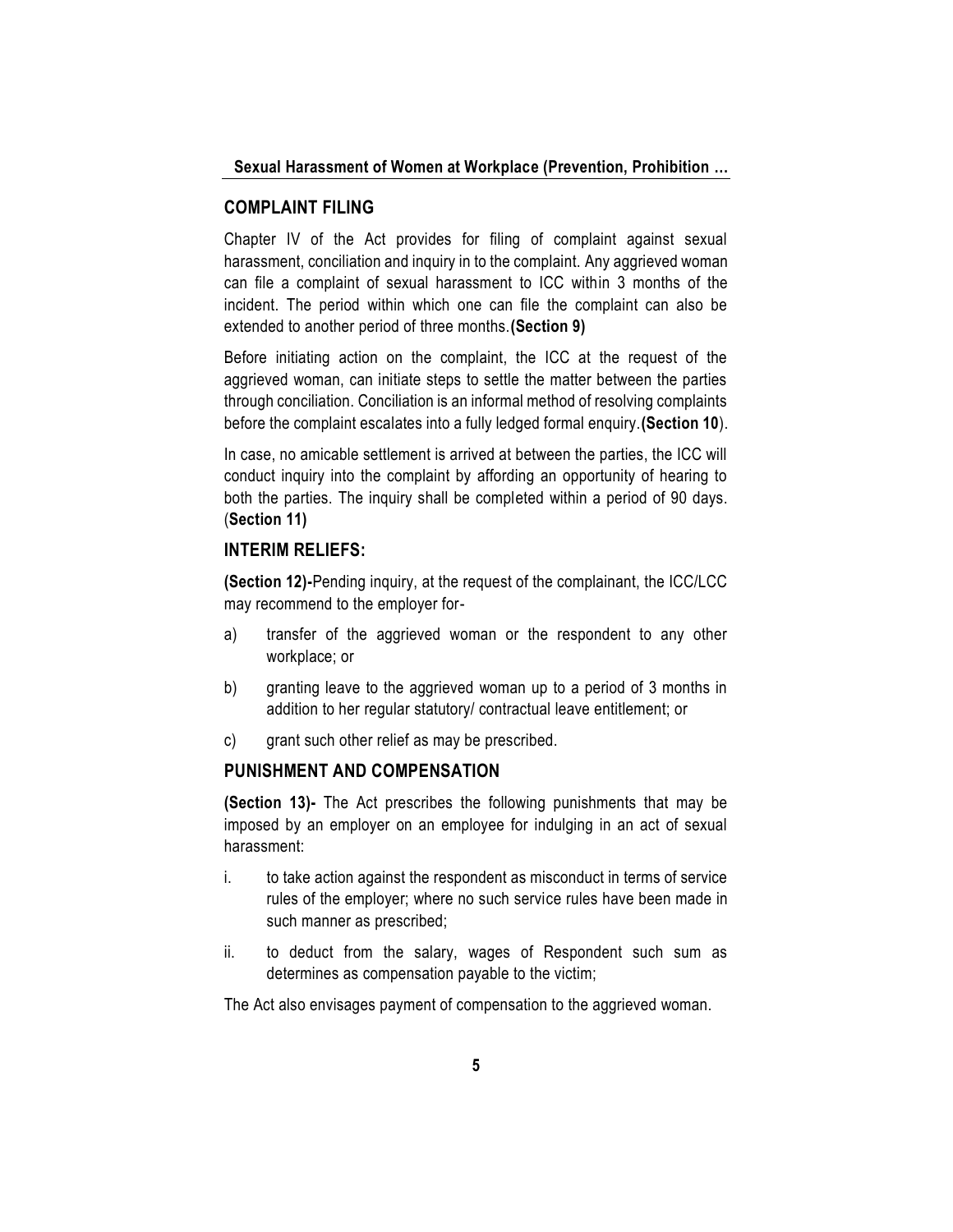## COMPLAINT FILING

Chapter IV of the Act provides for filing of complaint against sexual harassment, conciliation and inquiry in to the complaint. Any aggrieved woman can file a complaint of sexual harassment to ICC within 3 months of the incident. The period within which one can file the complaint can also be extended to another period of three months. **(Section 9)**

Before initiating action on the complaint, the ICC at the request of the aggrieved woman, can initiate steps to settle the matter between the parties through conciliation. Conciliation is an informal method of resolving complaints before the complaint escalates into a fully ledged formal enquiry. **(Section 10)**.

In case, no amicable settlement is arrived at between the parties, the ICC will conduct inquiry into the complaint by affording an opportunity of hearing to both the parties. The inquiry shall be completed within a period of 90 days. (**Section 11)**

## INTERIM RELIEFS:

**(Section 12)-**Pending inquiry, at the request of the complainant, the ICC/LCC may recommend to the employer for-

a) transfer of the aggrieved woman or the respondent to any other workplace; or

b) granting leave to the aggrieved woman up to a period of 3 months in addition to her regular statutory/ contractual leave entitlement; or

c) grant such other relief as may be prescribed.

## PUNISHMENT AND COMPENSATION

**(Section 13)-** The Act prescribes the following punishments that may be imposed by an employer on an employee for indulging in an act of sexual harassment:

i. to take action against the respondent as misconduct in terms of service rules of the employer; where no such service rules have been made in such manner as prescribed;

ii. to deduct from the salary, wages of Respondent such sum as determines as compensation payable to the victim;

The Act also envisages payment of compensation to the aggrieved woman.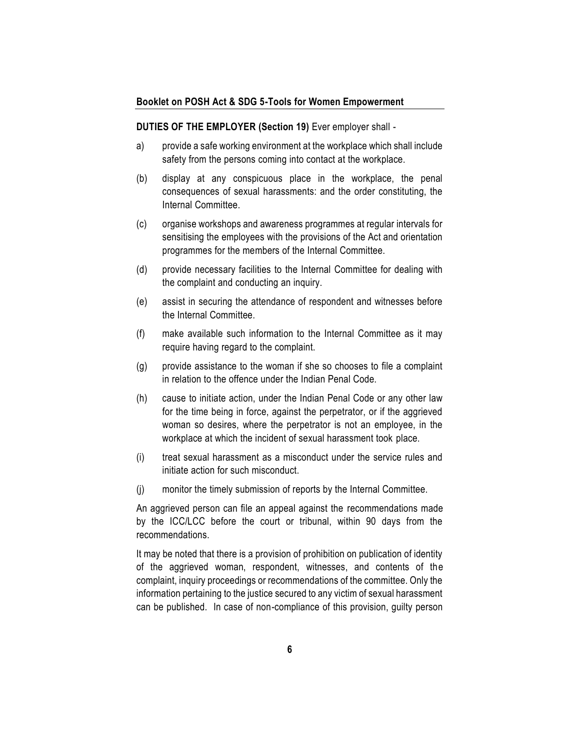**DUTIES OF THE EMPLOYER (Section 19)** Ever employer shall -

a) provide a safe working environment at the workplace which shall include safety from the persons coming into contact at the workplace.

(b) display at any conspicuous place in the workplace, the penal consequences of sexual harassments: and the order constituting, the Internal Committee.

(c) organise workshops and awareness programmes at regular intervals for sensitising the employees with the provisions of the Act and orientation programmes for the members of the Internal Committee.

(d) provide necessary facilities to the Internal Committee for dealing with the complaint and conducting an inquiry.

(e) assist in securing the attendance of respondent and witnesses before the Internal Committee.

(f) make available such information to the Internal Committee as it may require having regard to the complaint.

(g) provide assistance to the woman if she so chooses to file a complaint in relation to the offence under the Indian Penal Code.

(h) cause to initiate action, under the Indian Penal Code or any other law for the time being in force, against the perpetrator, or if the aggrieved woman so desires, where the perpetrator is not an employee, in the workplace at which the incident of sexual harassment took place.

(i) treat sexual harassment as a misconduct under the service rules and initiate action for such misconduct.

(j) monitor the timely submission of reports by the Internal Committee.

An aggrieved person can file an appeal against the recommendations made by the ICC/LCC before the court or tribunal, within 90 days from the recommendations.

It may be noted that there is a provision of prohibition on publication of identity of the aggrieved woman, respondent, witnesses, and contents of the complaint, inquiry proceedings or recommendations of the committee. Only the information pertaining to the justice secured to any victim of sexual harassment can be published. In case of non-compliance of this provision, guilty person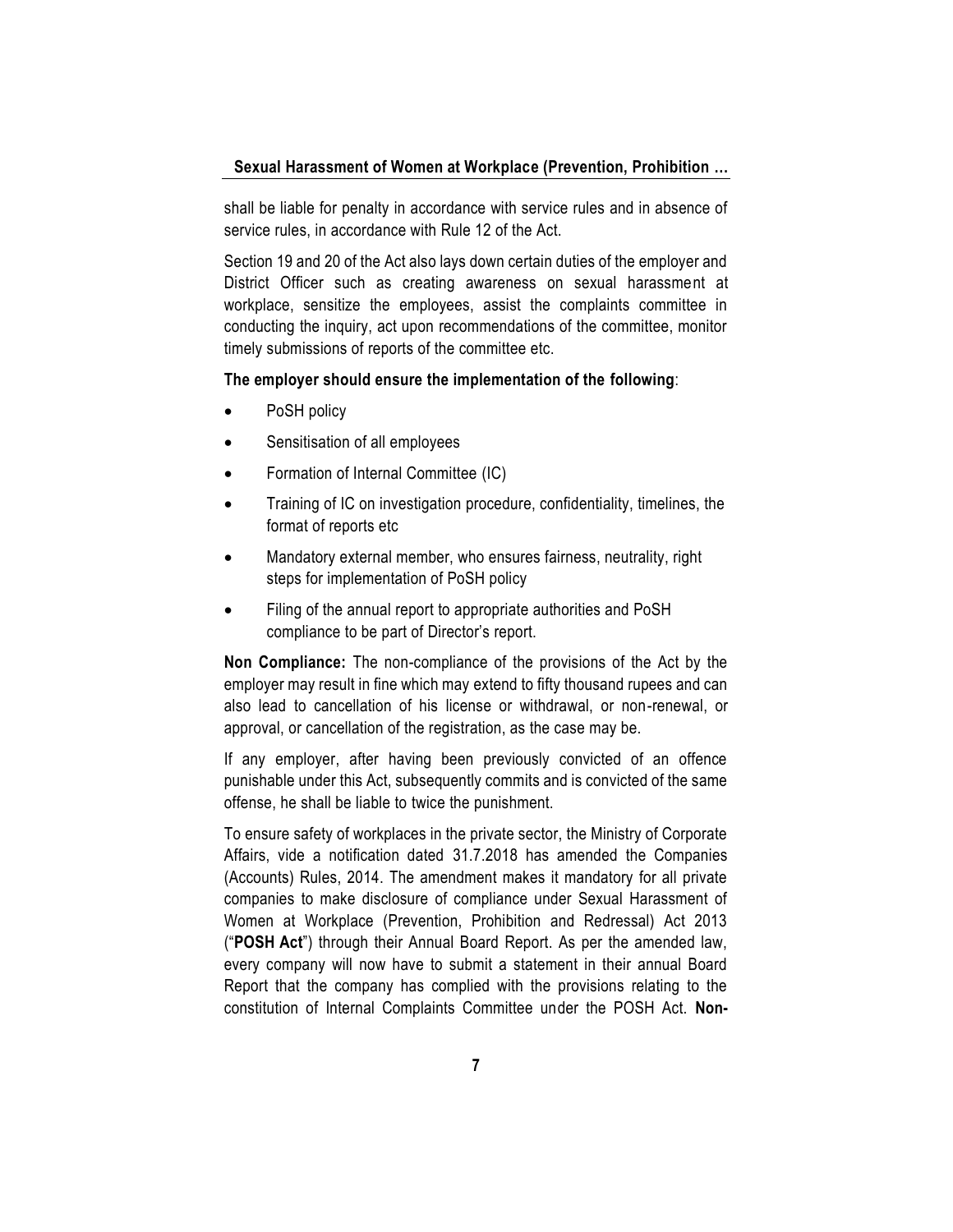shall be liable for penalty in accordance with service rules and in absence of service rules, in accordance with Rule 12 of the Act.

Section 19 and 20 of the Act also lays down certain duties of the employer and District Officer such as creating awareness on sexual harassment at workplace, sensitize the employees, assist the complaints committee in conducting the inquiry, act upon recommendations of the committee, monitor timely submissions of reports of the committee etc.

**The employer should ensure the implementation of the following**:

- PoSH policy
- Sensitisation of all employees
- Formation of Internal Committee (IC)
- Training of IC on investigation procedure, confidentiality, timelines, the format of reports etc
- Mandatory external member, who ensures fairness, neutrality, right steps for implementation of PoSH policy
- Filing of the annual report to appropriate authorities and PoSH compliance to be part of Director's report.

**Non Compliance:** The non-compliance of the provisions of the Act by the employer may result in fine which may extend to fifty thousand rupees and can also lead to cancellation of his license or withdrawal, or non-renewal, or approval, or cancellation of the registration, as the case may be.

If any employer, after having been previously convicted of an offence punishable under this Act, subsequently commits and is convicted of the same offense, he shall be liable to twice the punishment.

To ensure safety of workplaces in the private sector, the Ministry of Corporate Affairs, vide a notification dated 31.7.2018 has amended the Companies (Accounts) Rules, 2014. The amendment makes it mandatory for all private companies to make disclosure of compliance under Sexual Harassment of Women at Workplace (Prevention, Prohibition and Redressal) Act 2013 ("**POSH Act**") through their Annual Board Report. As per the amended law, every company will now have to submit a statement in their annual Board Report that the company has complied with the provisions relating to the constitution of Internal Complaints Committee under the POSH Act. **Non-**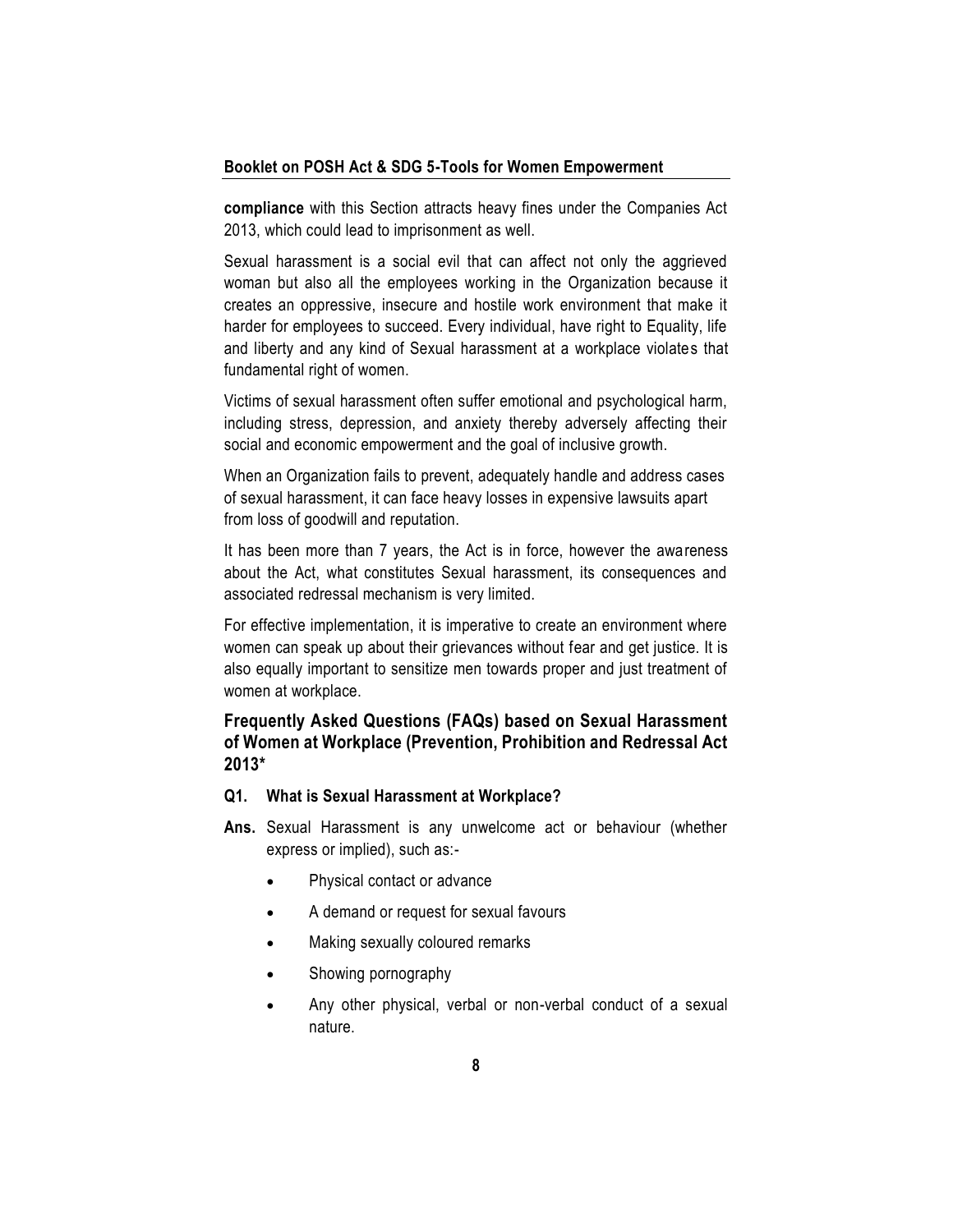**compliance** with this Section attracts heavy fines under the Companies Act 2013, which could lead to imprisonment as well.

Sexual harassment is a social evil that can affect not only the aggrieved woman but also all the employees working in the Organization because it creates an oppressive, insecure and hostile work environment that make it harder for employees to succeed. Every individual, have right to Equality, life and liberty and any kind of Sexual harassment at a workplace violates that fundamental right of women.

Victims of sexual harassment often suffer emotional and psychological harm, including stress, depression, and anxiety thereby adversely affecting their social and economic empowerment and the goal of inclusive growth.

When an Organization fails to prevent, adequately handle and address cases of sexual harassment, it can face heavy losses in expensive lawsuits apart from loss of goodwill and reputation.

It has been more than 7 years, the Act is in force, however the awareness about the Act, what constitutes Sexual harassment, its consequences and associated redressal mechanism is very limited.

For effective implementation, it is imperative to create an environment where women can speak up about their grievances without fear and get justice. It is also equally important to sensitize men towards proper and just treatment of women at workplace.

## Frequently Asked Questions (FAQs) based on Sexual Harassment of Women at Workplace (Prevention, Prohibition and Redressal Act 2013*

**Q1. What is Sexual Harassment at Workplace?**

**Ans.** Sexual Harassment is any unwelcome act or behaviour (whether express or implied), such as:-

- Physical contact or advance
- A demand or request for sexual favours
- Making sexually coloured remarks
- Showing pornography
- Any other physical, verbal or non-verbal conduct of a sexual nature.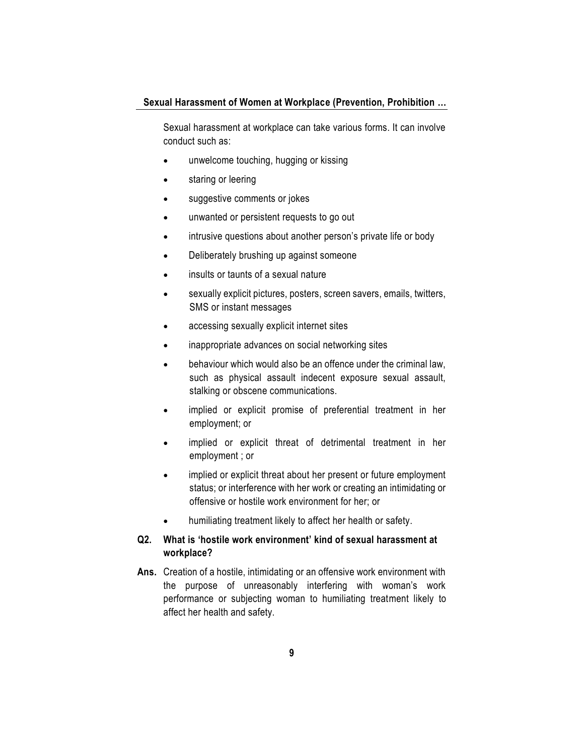Sexual harassment at workplace can take various forms. It can involve conduct such as:

- unwelcome touching, hugging or kissing
- staring or leering
- suggestive comments or jokes
- unwanted or persistent requests to go out
- intrusive questions about another person's private life or body
- Deliberately brushing up against someone
- insults or taunts of a sexual nature
- sexually explicit pictures, posters, screen savers, emails, twitters, SMS or instant messages
- accessing sexually explicit internet sites
- inappropriate advances on social networking sites
- behaviour which would also be an offence under the criminal law, such as physical assault indecent exposure sexual assault, stalking or obscene communications.
- implied or explicit promise of preferential treatment in her employment; or
- implied or explicit threat of detrimental treatment in her employment ; or
- implied or explicit threat about her present or future employment status; or interference with her work or creating an intimidating or offensive or hostile work environment for her; or
- humiliating treatment likely to affect her health or safety.

**Q2. What is 'hostile work environment' kind of sexual harassment at workplace?**

**Ans.** Creation of a hostile, intimidating or an offensive work environment with the purpose of unreasonably interfering with woman's work performance or subjecting woman to humiliating treatment likely to affect her health and safety.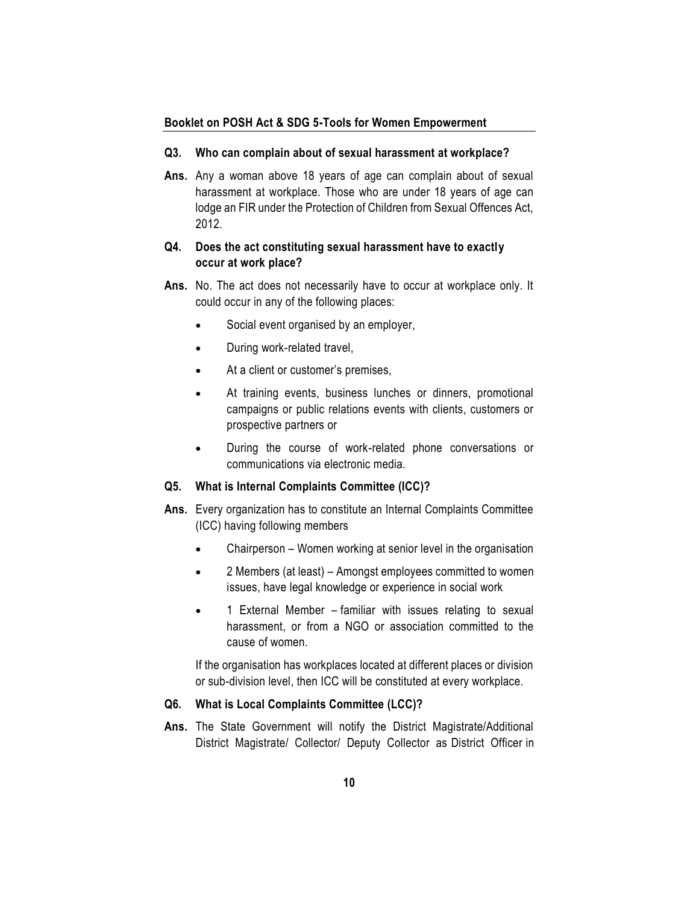**Q3. Who can complain about of sexual harassment at workplace?**

**Ans.** Any a woman above 18 years of age can complain about of sexual harassment at workplace. Those who are under 18 years of age can lodge an FIR under the Protection of Children from Sexual Offences Act, 2012.

**Q4. Does the act constituting sexual harassment have to exactly occur at work place?**

**Ans.** No. The act does not necessarily have to occur at workplace only. It could occur in any of the following places:

- Social event organised by an employer,
- During work-related travel,
- At a client or customer's premises,
- At training events, business lunches or dinners, promotional campaigns or public relations events with clients, customers or prospective partners or
- During the course of work-related phone conversations or communications via electronic media.

**Q5. What is Internal Complaints Committee (ICC)?**

**Ans.** Every organization has to constitute an Internal Complaints Committee (ICC) having following members

- Chairperson – Women working at senior level in the organisation
- 2 Members (at least) – Amongst employees committed to women issues, have legal knowledge or experience in social work
- 1 External Member – familiar with issues relating to sexual harassment, or from a NGO or association committed to the cause of women.

If the organisation has workplaces located at different places or division or sub-division level, then ICC will be constituted at every workplace.

**Q6. What is Local Complaints Committee (LCC)?**

**Ans.** The State Government will notify the District Magistrate/Additional District Magistrate/ Collector/ Deputy Collector as District Officer in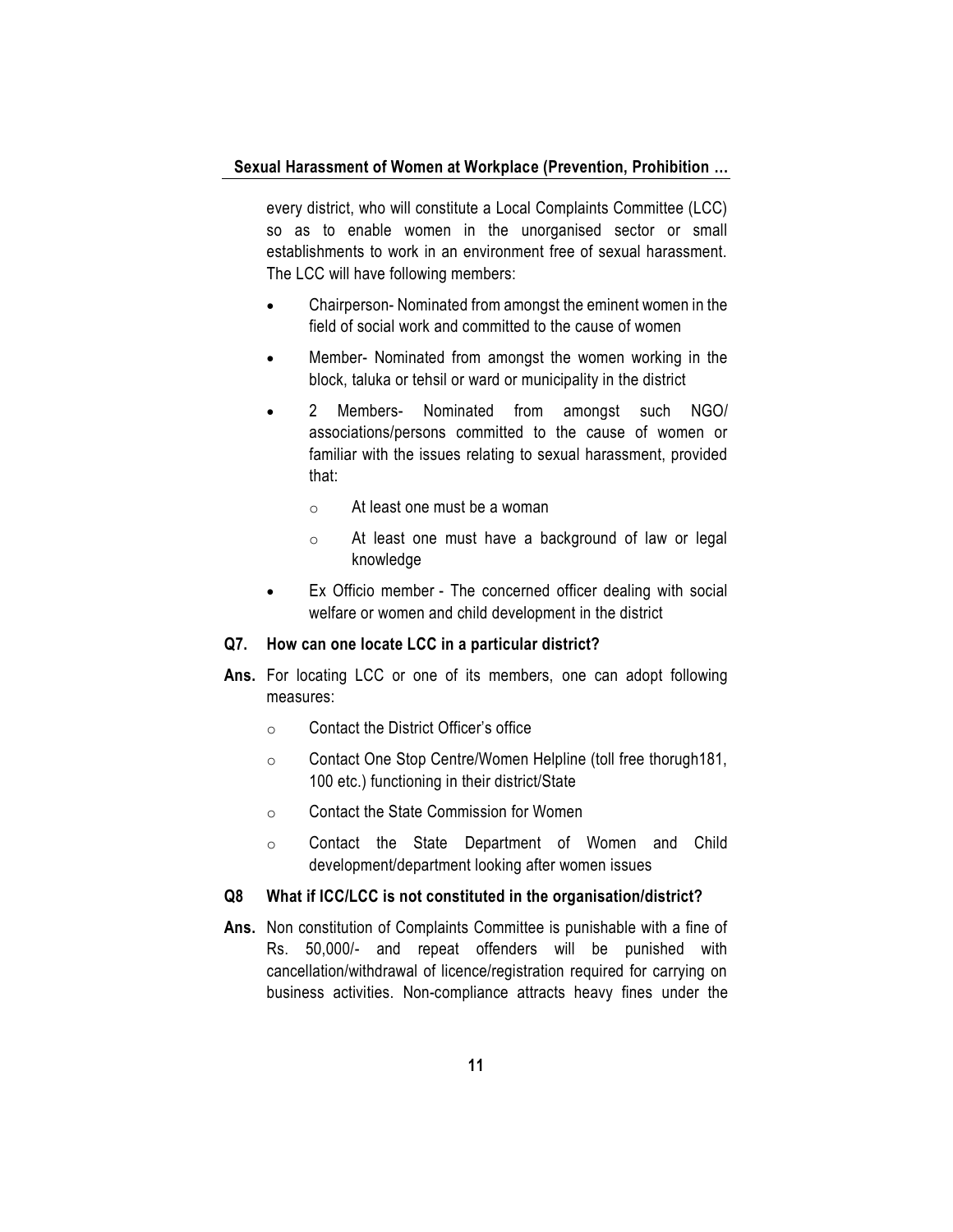every district, who will constitute a Local Complaints Committee (LCC) so as to enable women in the unorganised sector or small establishments to work in an environment free of sexual harassment. The LCC will have following members:

- Chairperson- Nominated from amongst the eminent women in the field of social work and committed to the cause of women
- Member- Nominated from amongst the women working in the block, taluka or tehsil or ward or municipality in the district
- 2 Members- Nominated from amongst such NGO/ associations/persons committed to the cause of women or familiar with the issues relating to sexual harassment, provided that:
    - At least one must be a woman
    - At least one must have a background of law or legal knowledge
- Ex Officio member - The concerned officer dealing with social welfare or women and child development in the district

**Q7. How can one locate LCC in a particular district?**

**Ans.** For locating LCC or one of its members, one can adopt following measures:

- Contact the District Officer's office
- Contact One Stop Centre/Women Helpline (toll free thorugh181, 100 etc.) functioning in their district/State
- Contact the State Commission for Women
- Contact the State Department of Women and Child development/department looking after women issues

**Q8 What if ICC/LCC is not constituted in the organisation/district?**

**Ans.** Non constitution of Complaints Committee is punishable with a fine of Rs. 50,000/- and repeat offenders will be punished with cancellation/withdrawal of licence/registration required for carrying on business activities. Non-compliance attracts heavy fines under the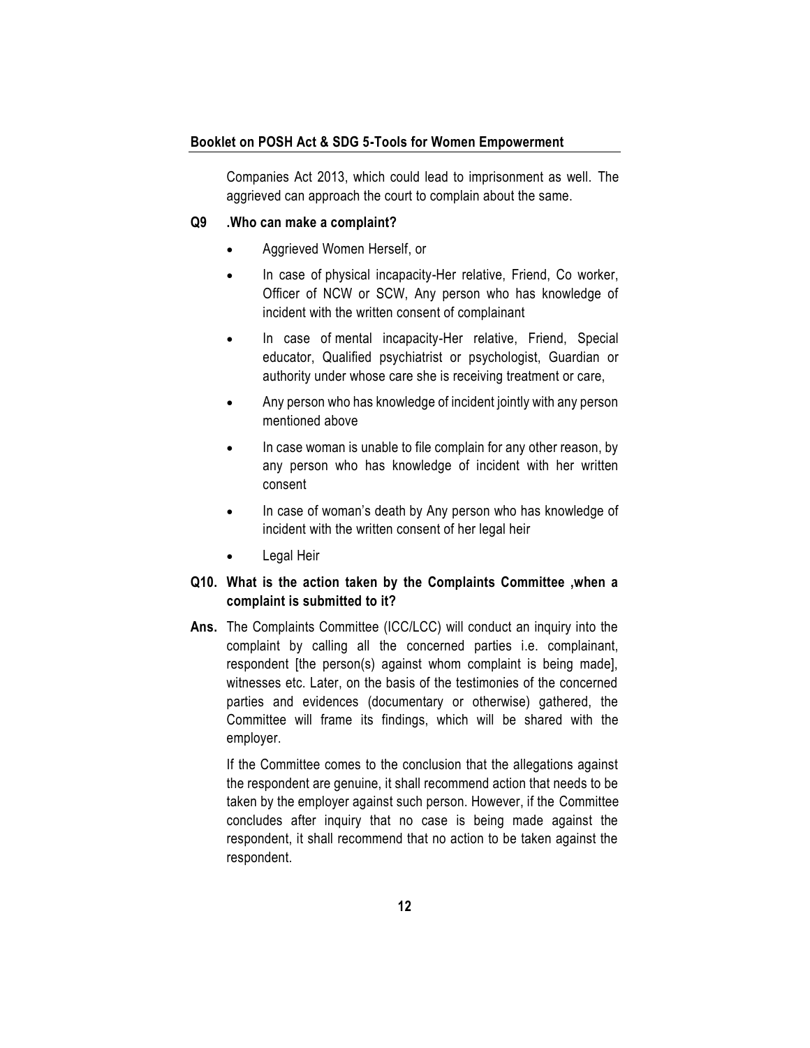Companies Act 2013, which could lead to imprisonment as well. The aggrieved can approach the court to complain about the same.

**Q9 .Who can make a complaint?**

- Aggrieved Women Herself, or
- In case of physical incapacity-Her relative, Friend, Co worker, Officer of NCW or SCW, Any person who has knowledge of incident with the written consent of complainant
- In case of mental incapacity-Her relative, Friend, Special educator, Qualified psychiatrist or psychologist, Guardian or authority under whose care she is receiving treatment or care,
- Any person who has knowledge of incident jointly with any person mentioned above
- In case woman is unable to file complain for any other reason, by any person who has knowledge of incident with her written consent
- In case of woman's death by Any person who has knowledge of incident with the written consent of her legal heir
- Legal Heir

**Q10. What is the action taken by the Complaints Committee ,when a complaint is submitted to it?**

**Ans.** The Complaints Committee (ICC/LCC) will conduct an inquiry into the complaint by calling all the concerned parties i.e. complainant, respondent [the person(s) against whom complaint is being made], witnesses etc. Later, on the basis of the testimonies of the concerned parties and evidences (documentary or otherwise) gathered, the Committee will frame its findings, which will be shared with the employer.

If the Committee comes to the conclusion that the allegations against the respondent are genuine, it shall recommend action that needs to be taken by the employer against such person. However, if the Committee concludes after inquiry that no case is being made against the respondent, it shall recommend that no action to be taken against the respondent.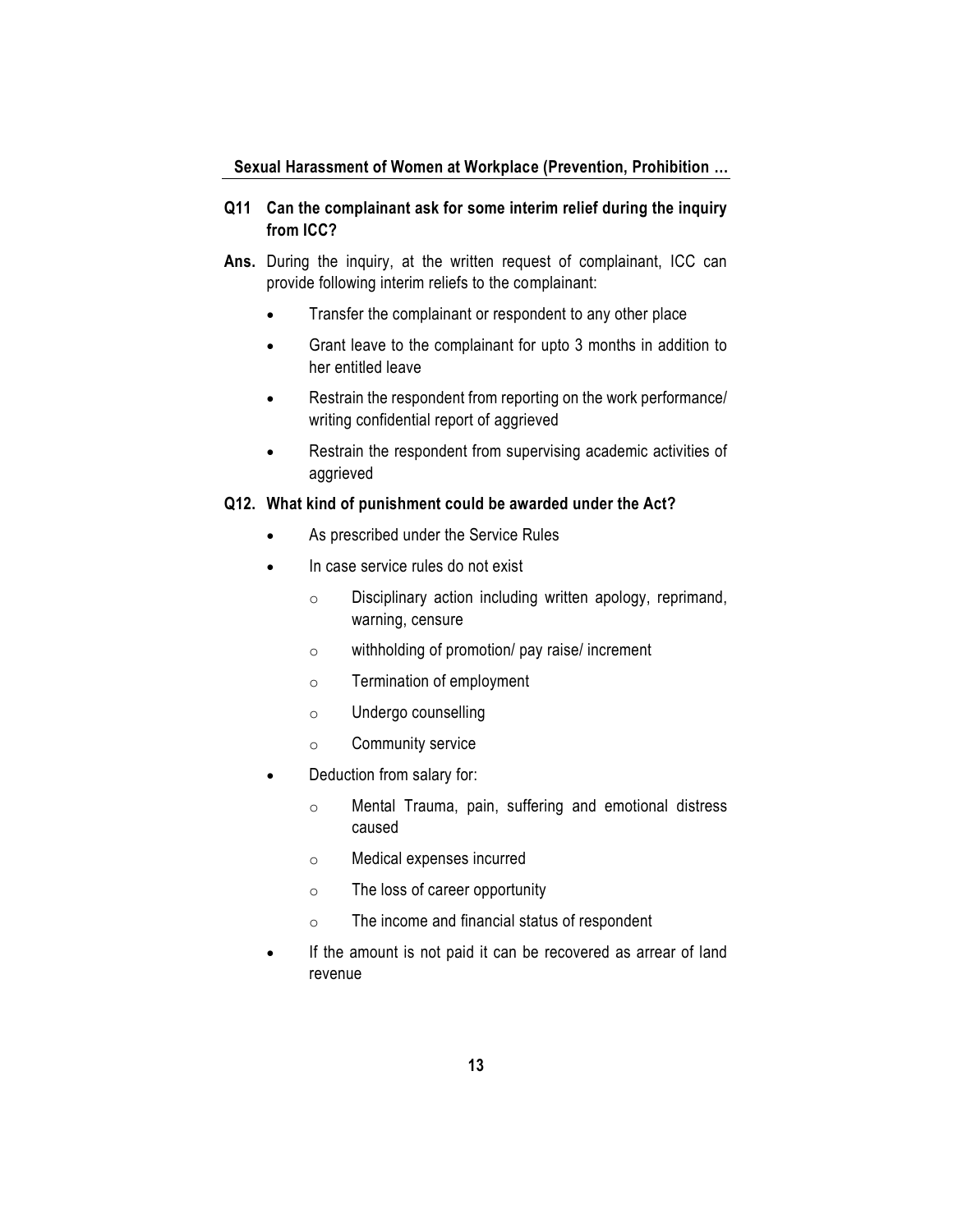**Q11 Can the complainant ask for some interim relief during the inquiry from ICC?**

**Ans.** During the inquiry, at the written request of complainant, ICC can provide following interim reliefs to the complainant:

- Transfer the complainant or respondent to any other place
- Grant leave to the complainant for upto 3 months in addition to her entitled leave
- Restrain the respondent from reporting on the work performance/ writing confidential report of aggrieved
- Restrain the respondent from supervising academic activities of aggrieved

**Q12. What kind of punishment could be awarded under the Act?**

- As prescribed under the Service Rules
- In case service rules do not exist
  - Disciplinary action including written apology, reprimand, warning, censure
  - withholding of promotion/ pay raise/ increment
  - Termination of employment
  - Undergo counselling
  - Community service
- Deduction from salary for:
  - Mental Trauma, pain, suffering and emotional distress caused
  - Medical expenses incurred
  - The loss of career opportunity
  - The income and financial status of respondent
- If the amount is not paid it can be recovered as arrear of land revenue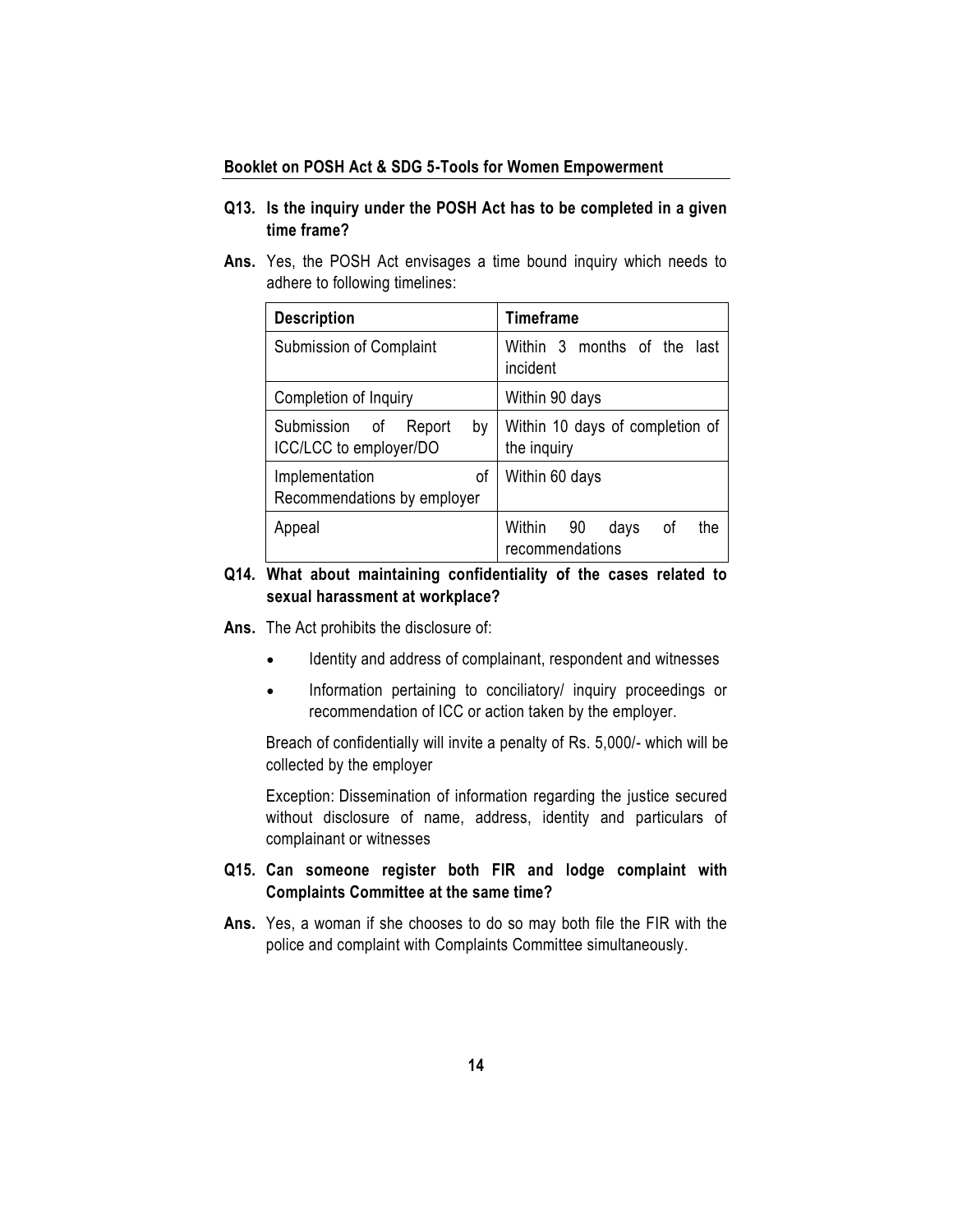**Q13. Is the inquiry under the POSH Act has to be completed in a given time frame?**

**Ans.** Yes, the POSH Act envisages a time bound inquiry which needs to adhere to following timelines:

| Description | Timeframe |
|---|---|
| Submission of Complaint | Within 3 months of the last incident |
| Completion of Inquiry | Within 90 days |
| Submission of Report by ICC/LCC to employer/DO | Within 10 days of completion of the inquiry |
| Implementation of Recommendations by employer | Within 60 days |
| Appeal | Within 90 days of the recommendations |

**Q14. What about maintaining confidentiality of the cases related to sexual harassment at workplace?**

**Ans.** The Act prohibits the disclosure of:

- Identity and address of complainant, respondent and witnesses
- Information pertaining to conciliatory/ inquiry proceedings or recommendation of ICC or action taken by the employer.

Breach of confidentially will invite a penalty of Rs. 5,000/- which will be collected by the employer

Exception: Dissemination of information regarding the justice secured without disclosure of name, address, identity and particulars of complainant or witnesses

**Q15. Can someone register both FIR and lodge complaint with Complaints Committee at the same time?**

**Ans.** Yes, a woman if she chooses to do so may both file the FIR with the police and complaint with Complaints Committee simultaneously.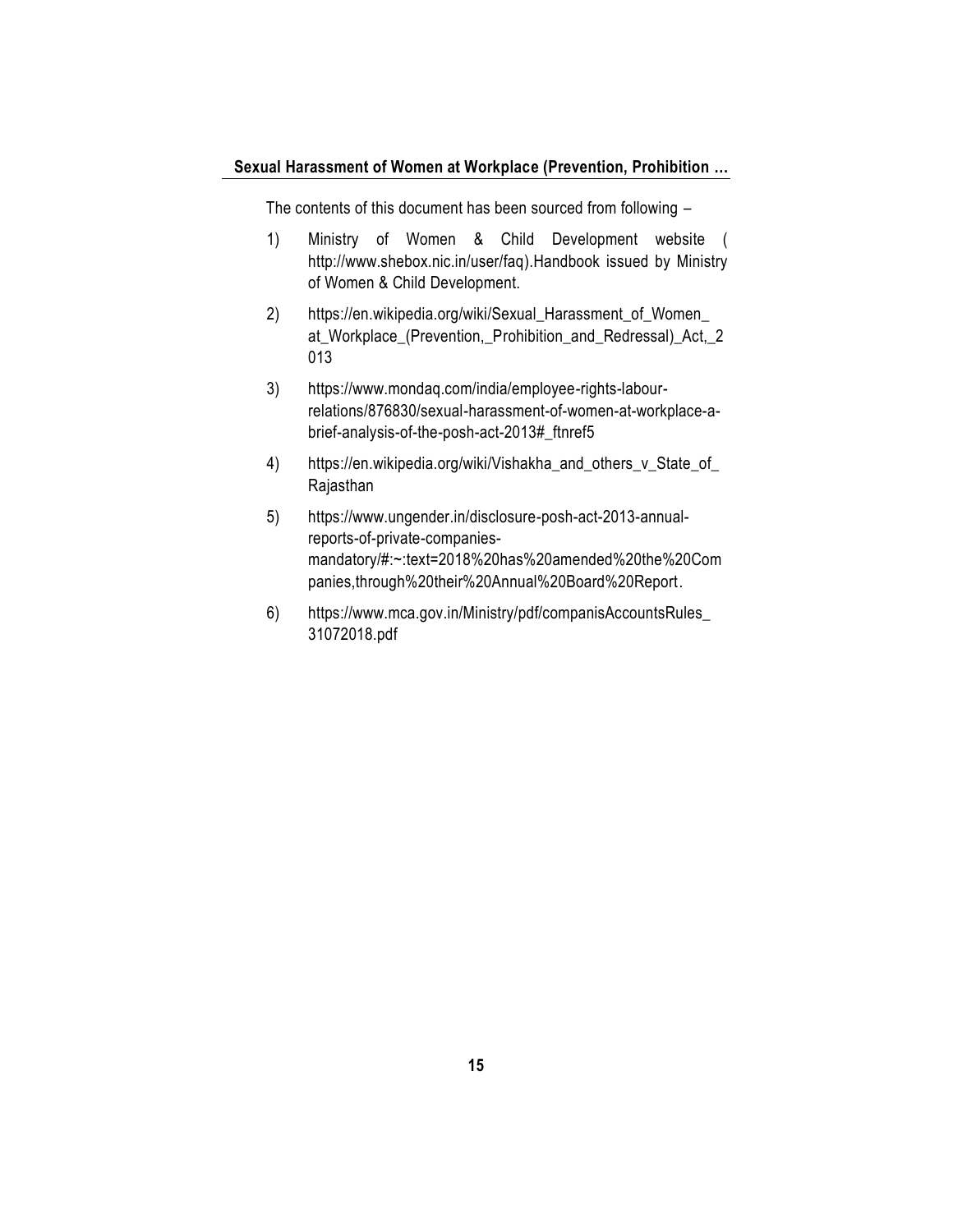The contents of this document has been sourced from following –

1) Ministry of Women & Child Development website ( http://www.shebox.nic.in/user/faq).Handbook issued by Ministry of Women & Child Development.

2) https://en.wikipedia.org/wiki/Sexual_Harassment_of_Women_at_Workplace_(Prevention,_Prohibition_and_Redressal)_Act,_2013

3) https://www.mondaq.com/india/employee-rights-labour-relations/876830/sexual-harassment-of-women-at-workplace-a-brief-analysis-of-the-posh-act-2013#_ftnref5

4) https://en.wikipedia.org/wiki/Vishakha_and_others_v_State_of_Rajasthan

5) https://www.ungender.in/disclosure-posh-act-2013-annual-reports-of-private-companies-mandatory/#:~:text=2018%20has%20amended%20the%20Companies,through%20their%20Annual%20Board%20Report.

6) https://www.mca.gov.in/Ministry/pdf/companisAccountsRules_31072018.pdf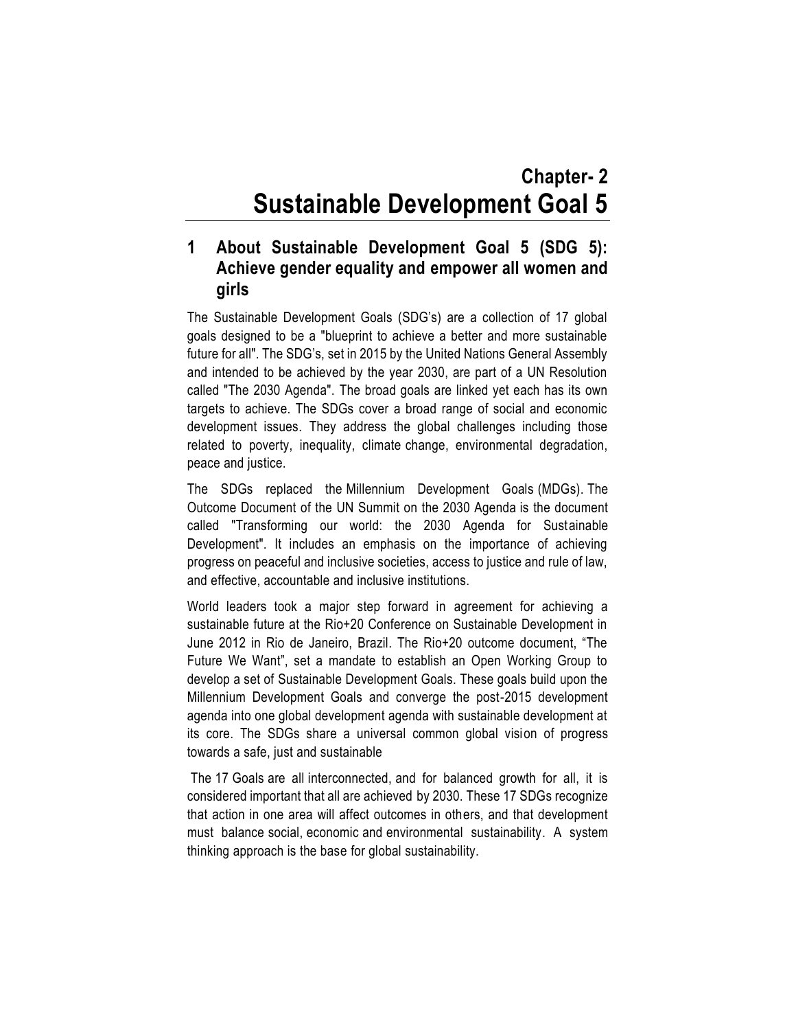# Chapter- 2
# Sustainable Development Goal 5

## 1 About Sustainable Development Goal 5 (SDG 5): Achieve gender equality and empower all women and girls

The Sustainable Development Goals (SDG's) are a collection of 17 global goals designed to be a "blueprint to achieve a better and more sustainable future for all". The SDG's, set in 2015 by the United Nations General Assembly and intended to be achieved by the year 2030, are part of a UN Resolution called "The 2030 Agenda". The broad goals are linked yet each has its own targets to achieve. The SDGs cover a broad range of social and economic development issues. They address the global challenges including those related to poverty, inequality, climate change, environmental degradation, peace and justice.

The SDGs replaced the Millennium Development Goals (MDGs). The Outcome Document of the UN Summit on the 2030 Agenda is the document called "Transforming our world: the 2030 Agenda for Sustainable Development". It includes an emphasis on the importance of achieving progress on peaceful and inclusive societies, access to justice and rule of law, and effective, accountable and inclusive institutions.

World leaders took a major step forward in agreement for achieving a sustainable future at the Rio+20 Conference on Sustainable Development in June 2012 in Rio de Janeiro, Brazil. The Rio+20 outcome document, "The Future We Want", set a mandate to establish an Open Working Group to develop a set of Sustainable Development Goals. These goals build upon the Millennium Development Goals and converge the post-2015 development agenda into one global development agenda with sustainable development at its core. The SDGs share a universal common global vision of progress towards a safe, just and sustainable

The 17 Goals are all interconnected, and for balanced growth for all, it is considered important that all are achieved by 2030. These 17 SDGs recognize that action in one area will affect outcomes in others, and that development must balance social, economic and environmental sustainability. A system thinking approach is the base for global sustainability.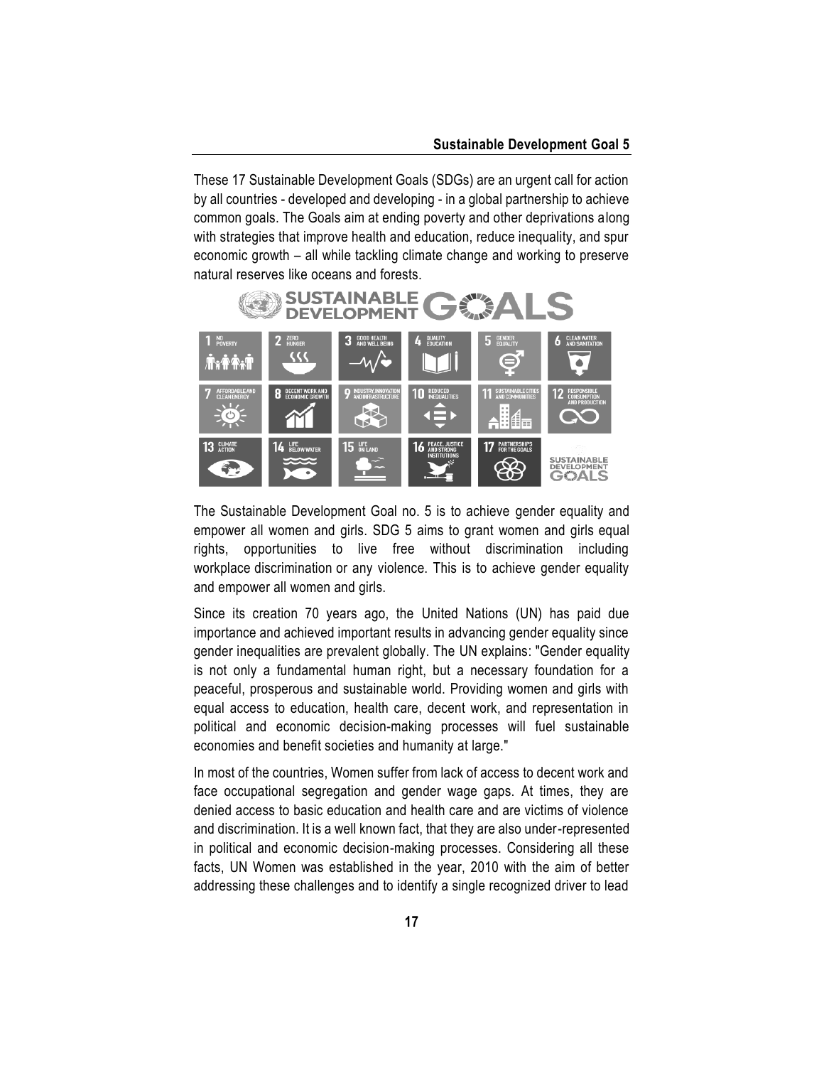These 17 Sustainable Development Goals (SDGs) are an urgent call for action by all countries - developed and developing - in a global partnership to achieve common goals. The Goals aim at ending poverty and other deprivations along with strategies that improve health and education, reduce inequality, and spur economic growth – all while tackling climate change and working to preserve natural reserves like oceans and forests.

The Sustainable Development Goal no. 5 is to achieve gender equality and empower all women and girls. SDG 5 aims to grant women and girls equal rights, opportunities to live free without discrimination including workplace discrimination or any violence. This is to achieve gender equality and empower all women and girls.

Since its creation 70 years ago, the United Nations (UN) has paid due importance and achieved important results in advancing gender equality since gender inequalities are prevalent globally. The UN explains: "Gender equality is not only a fundamental human right, but a necessary foundation for a peaceful, prosperous and sustainable world. Providing women and girls with equal access to education, health care, decent work, and representation in political and economic decision-making processes will fuel sustainable economies and benefit societies and humanity at large."

In most of the countries, Women suffer from lack of access to decent work and face occupational segregation and gender wage gaps. At times, they are denied access to basic education and health care and are victims of violence and discrimination. It is a well known fact, that they are also under-represented in political and economic decision-making processes. Considering all these facts, UN Women was established in the year, 2010 with the aim of better addressing these challenges and to identify a single recognized driver to lead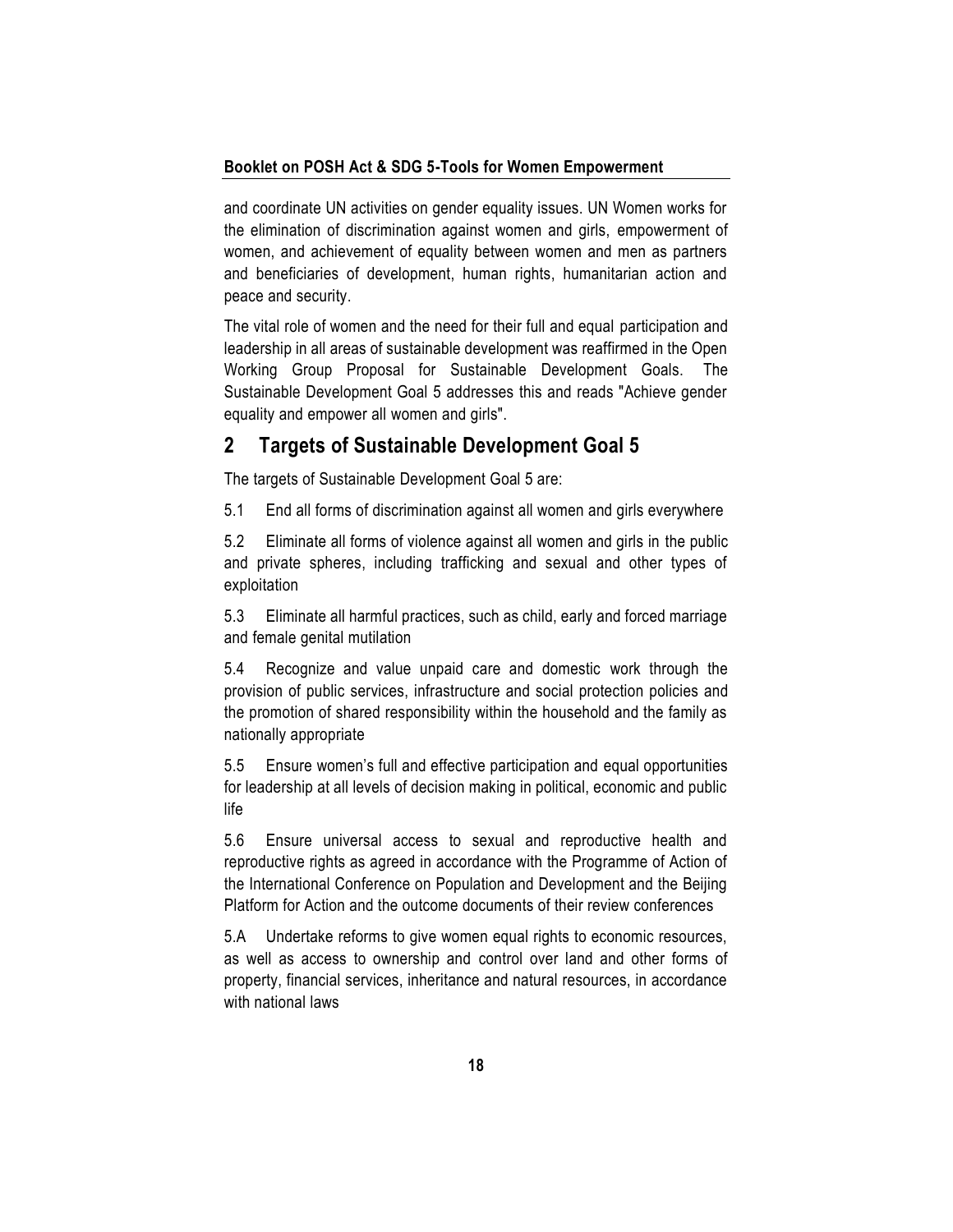and coordinate UN activities on gender equality issues. UN Women works for the elimination of discrimination against women and girls, empowerment of women, and achievement of equality between women and men as partners and beneficiaries of development, human rights, humanitarian action and peace and security.

The vital role of women and the need for their full and equal participation and leadership in all areas of sustainable development was reaffirmed in the Open Working Group Proposal for Sustainable Development Goals. The Sustainable Development Goal 5 addresses this and reads "Achieve gender equality and empower all women and girls".

## 2 Targets of Sustainable Development Goal 5

The targets of Sustainable Development Goal 5 are:

5.1 End all forms of discrimination against all women and girls everywhere

5.2 Eliminate all forms of violence against all women and girls in the public and private spheres, including trafficking and sexual and other types of exploitation

5.3 Eliminate all harmful practices, such as child, early and forced marriage and female genital mutilation

5.4 Recognize and value unpaid care and domestic work through the provision of public services, infrastructure and social protection policies and the promotion of shared responsibility within the household and the family as nationally appropriate

5.5 Ensure women's full and effective participation and equal opportunities for leadership at all levels of decision making in political, economic and public life

5.6 Ensure universal access to sexual and reproductive health and reproductive rights as agreed in accordance with the Programme of Action of the International Conference on Population and Development and the Beijing Platform for Action and the outcome documents of their review conferences

5.A Undertake reforms to give women equal rights to economic resources, as well as access to ownership and control over land and other forms of property, financial services, inheritance and natural resources, in accordance with national laws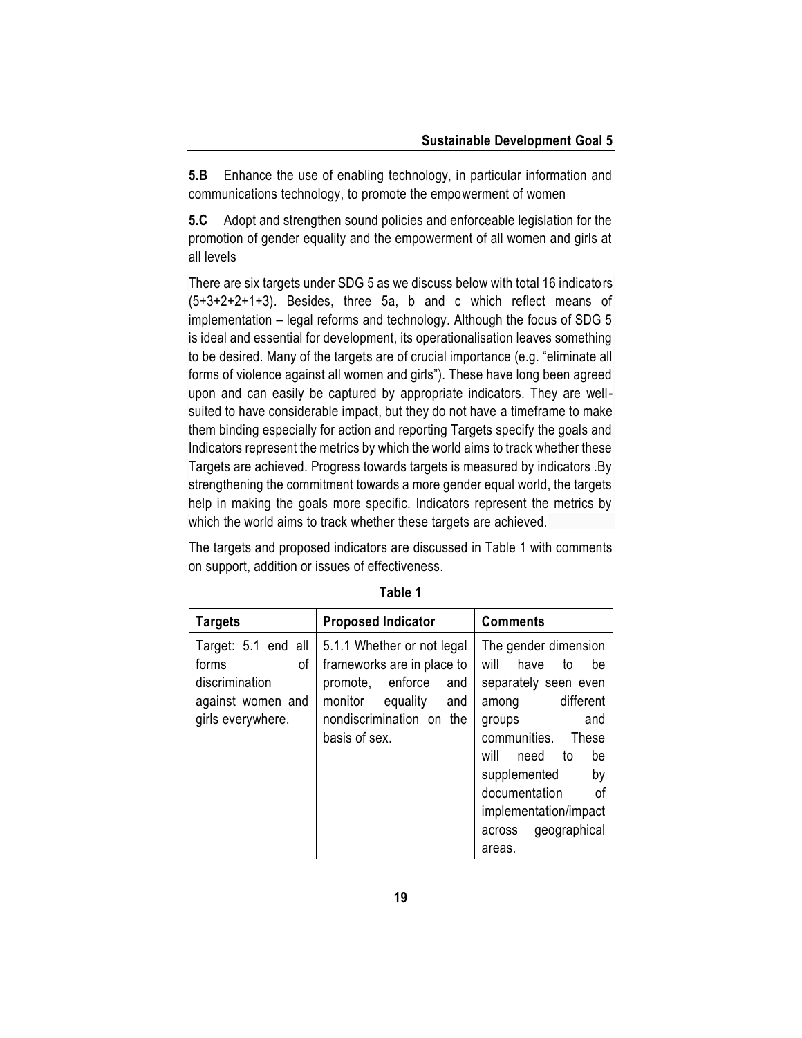**5.B** Enhance the use of enabling technology, in particular information and communications technology, to promote the empowerment of women

**5.C** Adopt and strengthen sound policies and enforceable legislation for the promotion of gender equality and the empowerment of all women and girls at all levels

There are six targets under SDG 5 as we discuss below with total 16 indicators (5+3+2+2+1+3). Besides, three 5a, b and c which reflect means of implementation – legal reforms and technology. Although the focus of SDG 5 is ideal and essential for development, its operationalisation leaves something to be desired. Many of the targets are of crucial importance (e.g. "eliminate all forms of violence against all women and girls"). These have long been agreed upon and can easily be captured by appropriate indicators. They are well-suited to have considerable impact, but they do not have a timeframe to make them binding especially for action and reporting Targets specify the goals and Indicators represent the metrics by which the world aims to track whether these Targets are achieved. Progress towards targets is measured by indicators .By strengthening the commitment towards a more gender equal world, the targets help in making the goals more specific. Indicators represent the metrics by which the world aims to track whether these targets are achieved.

The targets and proposed indicators are discussed in Table 1 with comments on support, addition or issues of effectiveness.

**Table 1**

| Targets | Proposed Indicator | Comments |
|---|---|---|
| Target: 5.1 end all forms of discrimination against women and girls everywhere. | 5.1.1 Whether or not legal frameworks are in place to promote, enforce and monitor equality and nondiscrimination on the basis of sex. | The gender dimension will have to be separately seen even among different groups and communities. These will need to be supplemented by documentation of implementation/impact across geographical areas. |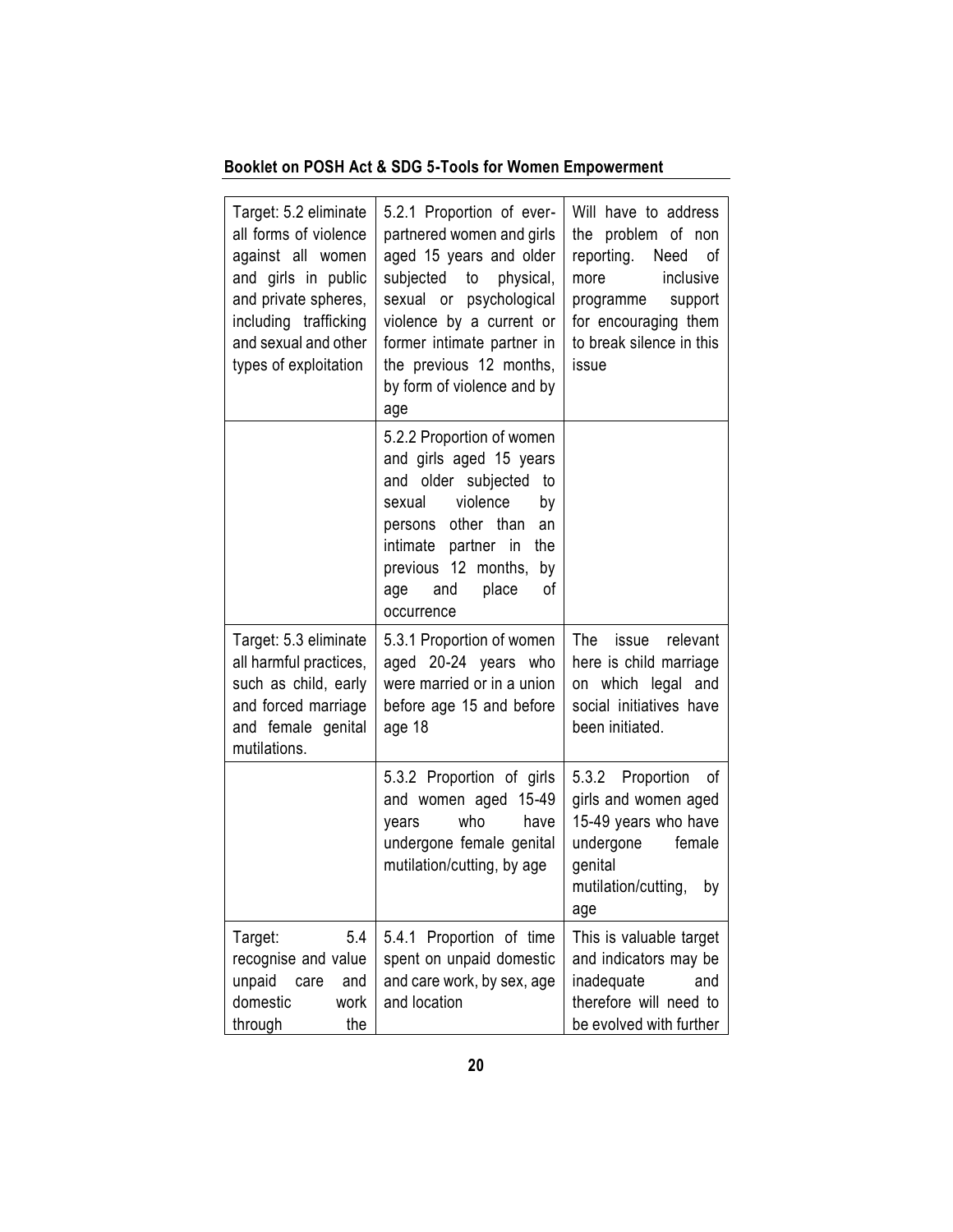| Target: 5.2 eliminate all forms of violence against all women and girls in public and private spheres, including trafficking and sexual and other types of exploitation | 5.2.1 Proportion of ever-partnered women and girls aged 15 years and older subjected to physical, sexual or psychological violence by a current or former intimate partner in the previous 12 months, by form of violence and by age | Will have to address the problem of non reporting. Need of more inclusive programme support for encouraging them to break silence in this issue |
|---|---|---|
| | 5.2.2 Proportion of women and girls aged 15 years and older subjected to sexual violence by persons other than an intimate partner in the previous 12 months, by age and place of occurrence | |
| Target: 5.3 eliminate all harmful practices, such as child, early and forced marriage and female genital mutilations. | 5.3.1 Proportion of women aged 20-24 years who were married or in a union before age 15 and before age 18 | The issue relevant here is child marriage on which legal and social initiatives have been initiated. |
| | 5.3.2 Proportion of girls and women aged 15-49 years who have undergone female genital mutilation/cutting, by age | 5.3.2 Proportion of girls and women aged 15-49 years who have undergone female genital mutilation/cutting, by age |
| Target: 5.4 recognise and value unpaid care and domestic work through the | 5.4.1 Proportion of time spent on unpaid domestic and care work, by sex, age and location | This is valuable target and indicators may be inadequate and therefore will need to be evolved with further |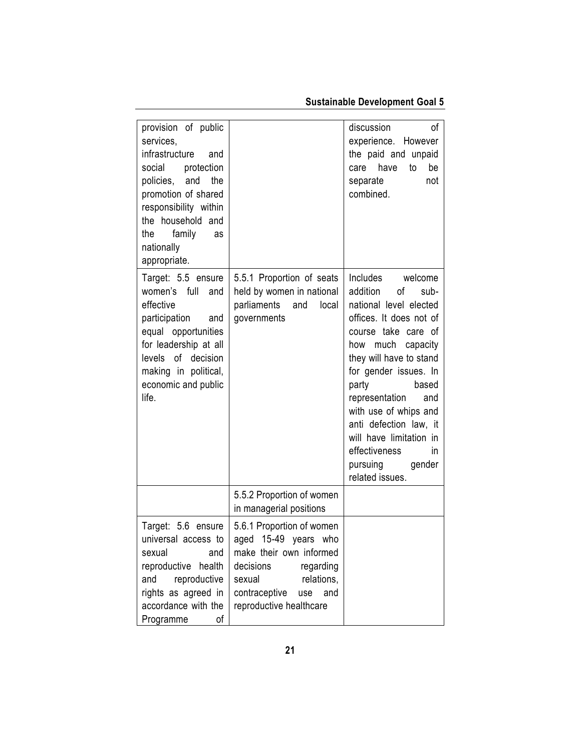| | | |
|---|---|---|
| provision of public services, infrastructure and social protection policies, and the promotion of shared responsibility within the household and the family as nationally appropriate. | | discussion of experience. However the paid and unpaid care have to be separate not combined. |
| Target: 5.5 ensure women's full and effective participation and equal opportunities for leadership at all levels of decision making in political, economic and public life. | 5.5.1 Proportion of seats held by women in national parliaments and local governments | Includes welcome addition of sub-national level elected offices. It does not of course take care of how much capacity they will have to stand for gender issues. In party based representation and with use of whips and anti defection law, it will have limitation in effectiveness in pursuing gender related issues. |
| | 5.5.2 Proportion of women in managerial positions | |
| Target: 5.6 ensure universal access to sexual and reproductive health and reproductive rights as agreed in accordance with the Programme of | 5.6.1 Proportion of women aged 15-49 years who make their own informed decisions regarding sexual relations, contraceptive use and reproductive healthcare | |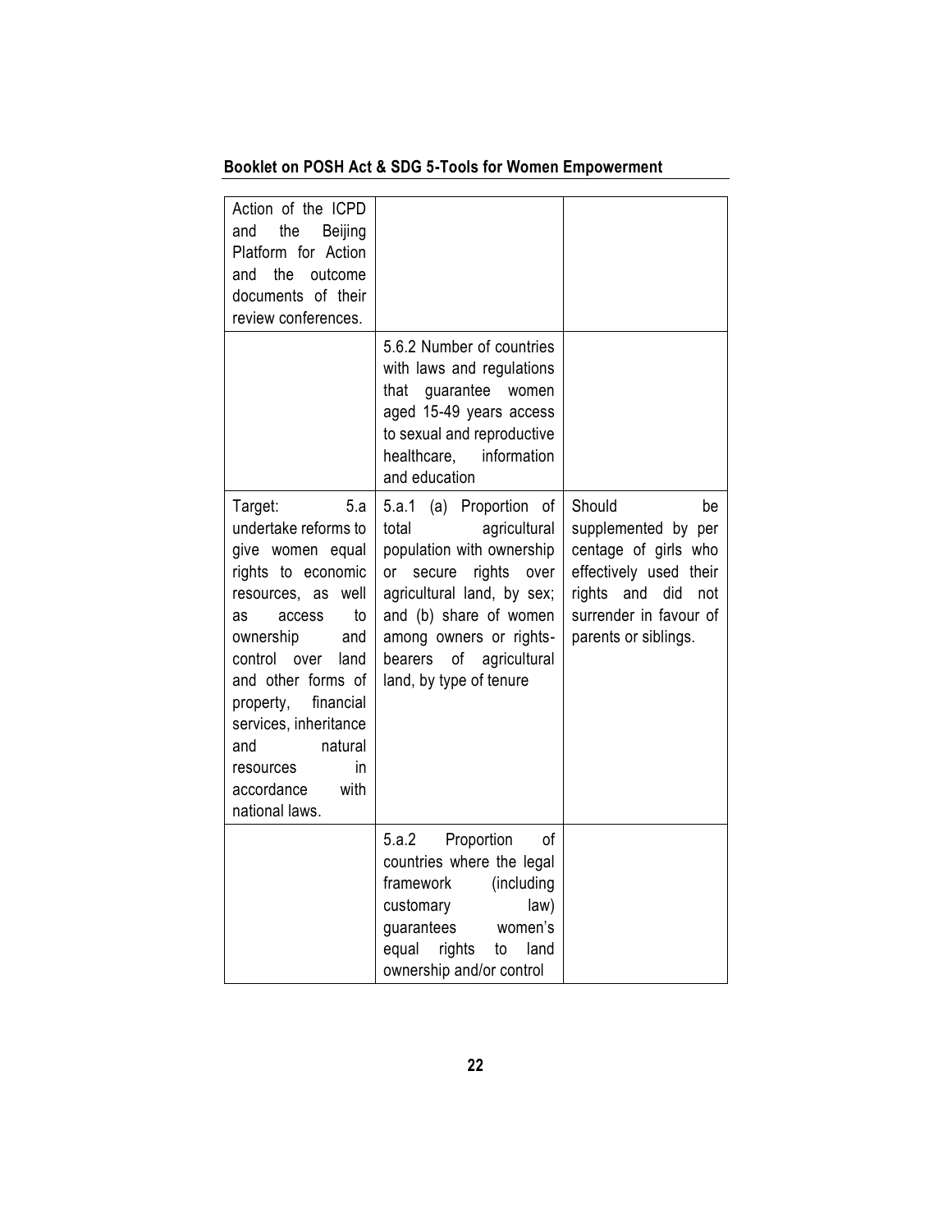| | | |
|---|---|---|
| Action of the ICPD and the Beijing Platform for Action and the outcome documents of their review conferences. | | |
| | 5.6.2 Number of countries with laws and regulations that guarantee women aged 15-49 years access to sexual and reproductive healthcare, information and education | |
| Target: 5.a undertake reforms to give women equal rights to economic resources, as well as access to ownership and control over land and other forms of property, financial services, inheritance and natural resources in accordance with national laws. | 5.a.1 (a) Proportion of total agricultural population with ownership or secure rights over agricultural land, by sex; and (b) share of women among owners or rights-bearers of agricultural land, by type of tenure | Should be supplemented by per centage of girls who effectively used their rights and did not surrender in favour of parents or siblings. |
| | 5.a.2 Proportion of countries where the legal framework (including customary law) guarantees women's equal rights to land ownership and/or control | |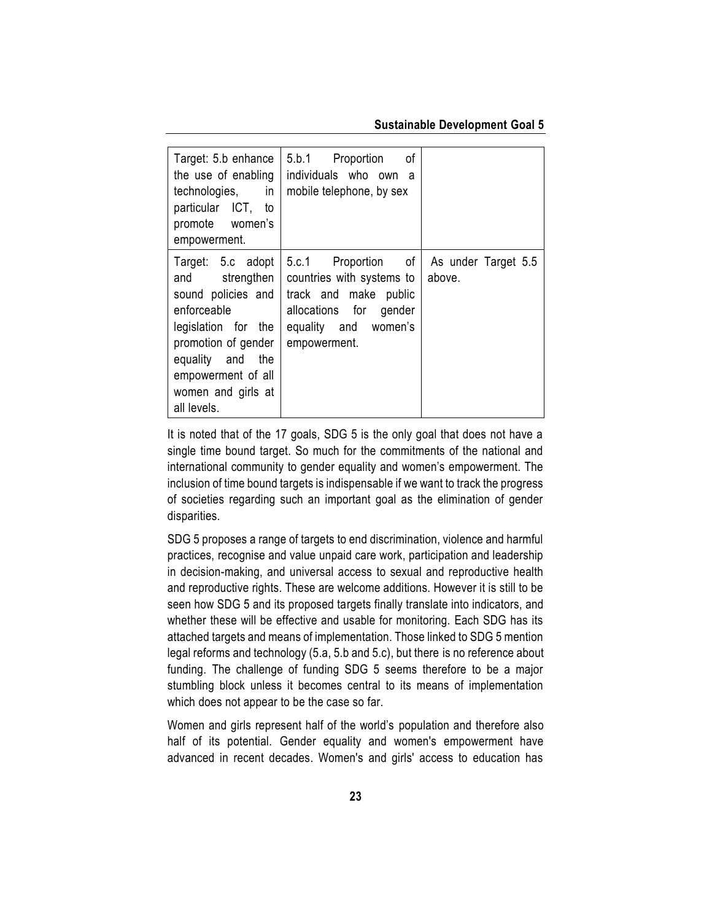| Target: 5.b enhance the use of enabling technologies, in particular ICT, to promote women's empowerment. | 5.b.1 Proportion of individuals who own a mobile telephone, by sex | |
|---|---|---|
| Target: 5.c adopt and strengthen sound policies and enforceable legislation for the promotion of gender equality and the empowerment of all women and girls at all levels. | 5.c.1 Proportion of countries with systems to track and make public allocations for gender equality and women's empowerment. | As under Target 5.5 above. |

It is noted that of the 17 goals, SDG 5 is the only goal that does not have a single time bound target. So much for the commitments of the national and international community to gender equality and women's empowerment. The inclusion of time bound targets is indispensable if we want to track the progress of societies regarding such an important goal as the elimination of gender disparities.

SDG 5 proposes a range of targets to end discrimination, violence and harmful practices, recognise and value unpaid care work, participation and leadership in decision-making, and universal access to sexual and reproductive health and reproductive rights. These are welcome additions. However it is still to be seen how SDG 5 and its proposed targets finally translate into indicators, and whether these will be effective and usable for monitoring. Each SDG has its attached targets and means of implementation. Those linked to SDG 5 mention legal reforms and technology (5.a, 5.b and 5.c), but there is no reference about funding. The challenge of funding SDG 5 seems therefore to be a major stumbling block unless it becomes central to its means of implementation which does not appear to be the case so far.

Women and girls represent half of the world's population and therefore also half of its potential. Gender equality and women's empowerment have advanced in recent decades. Women's and girls' access to education has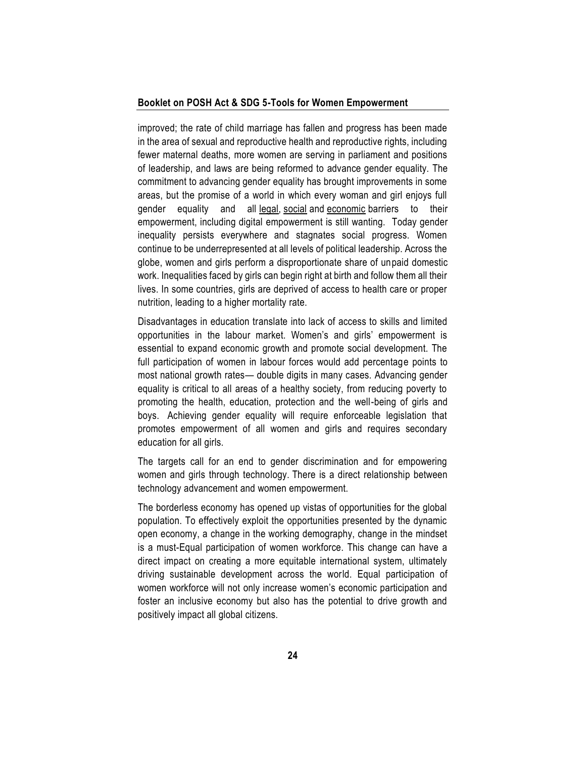improved; the rate of child marriage has fallen and progress has been made in the area of sexual and reproductive health and reproductive rights, including fewer maternal deaths, more women are serving in parliament and positions of leadership, and laws are being reformed to advance gender equality. The commitment to advancing gender equality has brought improvements in some areas, but the promise of a world in which every woman and girl enjoys full gender equality and all legal, social and economic barriers to their empowerment, including digital empowerment is still wanting. Today gender inequality persists everywhere and stagnates social progress. Women continue to be underrepresented at all levels of political leadership. Across the globe, women and girls perform a disproportionate share of unpaid domestic work. Inequalities faced by girls can begin right at birth and follow them all their lives. In some countries, girls are deprived of access to health care or proper nutrition, leading to a higher mortality rate.

Disadvantages in education translate into lack of access to skills and limited opportunities in the labour market. Women's and girls' empowerment is essential to expand economic growth and promote social development. The full participation of women in labour forces would add percentage points to most national growth rates— double digits in many cases. Advancing gender equality is critical to all areas of a healthy society, from reducing poverty to promoting the health, education, protection and the well-being of girls and boys. Achieving gender equality will require enforceable legislation that promotes empowerment of all women and girls and requires secondary education for all girls.

The targets call for an end to gender discrimination and for empowering women and girls through technology. There is a direct relationship between technology advancement and women empowerment.

The borderless economy has opened up vistas of opportunities for the global population. To effectively exploit the opportunities presented by the dynamic open economy, a change in the working demography, change in the mindset is a must-Equal participation of women workforce. This change can have a direct impact on creating a more equitable international system, ultimately driving sustainable development across the world. Equal participation of women workforce will not only increase women's economic participation and foster an inclusive economy but also has the potential to drive growth and positively impact all global citizens.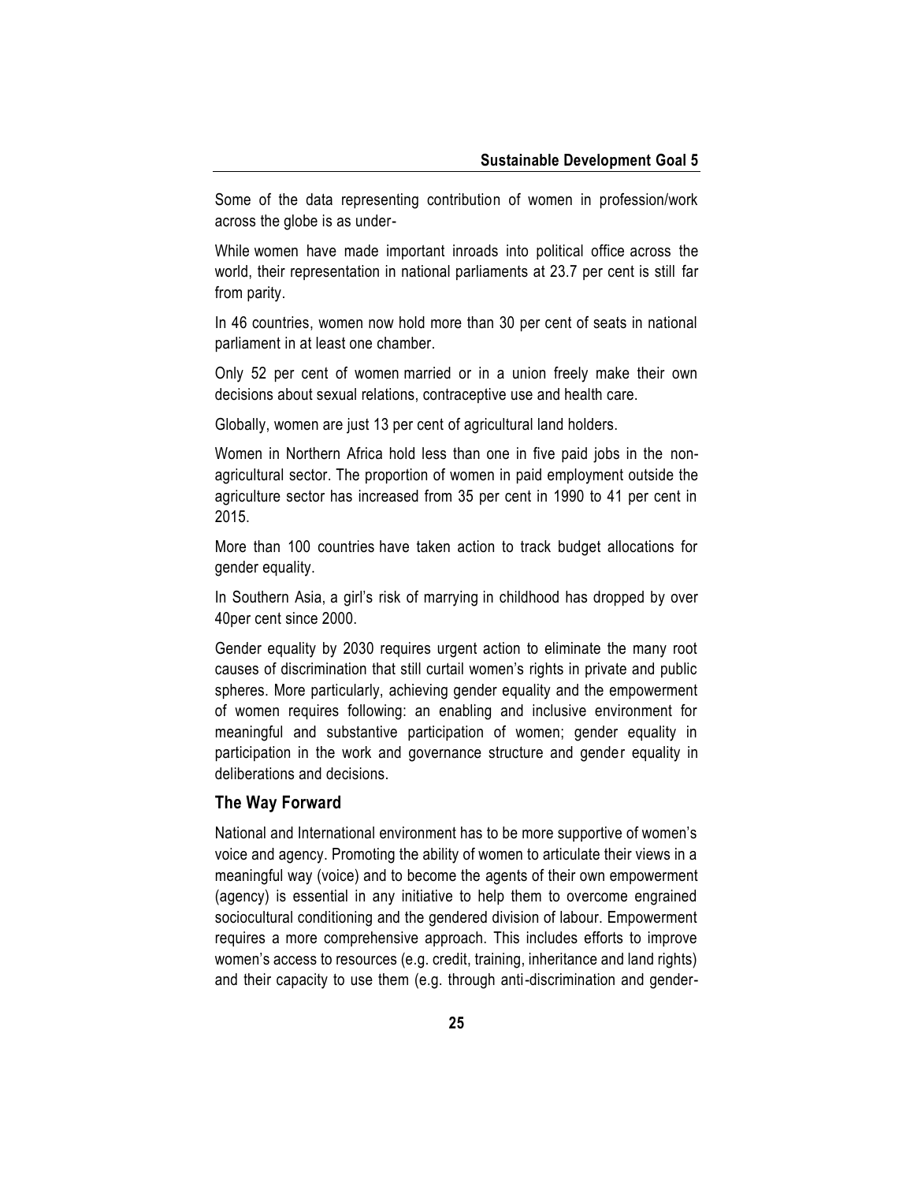Some of the data representing contribution of women in profession/work across the globe is as under-

While women have made important inroads into political office across the world, their representation in national parliaments at 23.7 per cent is still far from parity.

In 46 countries, women now hold more than 30 per cent of seats in national parliament in at least one chamber.

Only 52 per cent of women married or in a union freely make their own decisions about sexual relations, contraceptive use and health care.

Globally, women are just 13 per cent of agricultural land holders.

Women in Northern Africa hold less than one in five paid jobs in the non-agricultural sector. The proportion of women in paid employment outside the agriculture sector has increased from 35 per cent in 1990 to 41 per cent in 2015.

More than 100 countries have taken action to track budget allocations for gender equality.

In Southern Asia, a girl's risk of marrying in childhood has dropped by over 40per cent since 2000.

Gender equality by 2030 requires urgent action to eliminate the many root causes of discrimination that still curtail women's rights in private and public spheres. More particularly, achieving gender equality and the empowerment of women requires following: an enabling and inclusive environment for meaningful and substantive participation of women; gender equality in participation in the work and governance structure and gender equality in deliberations and decisions.

### The Way Forward

National and International environment has to be more supportive of women's voice and agency. Promoting the ability of women to articulate their views in a meaningful way (voice) and to become the agents of their own empowerment (agency) is essential in any initiative to help them to overcome engrained sociocultural conditioning and the gendered division of labour. Empowerment requires a more comprehensive approach. This includes efforts to improve women's access to resources (e.g. credit, training, inheritance and land rights) and their capacity to use them (e.g. through anti-discrimination and gender-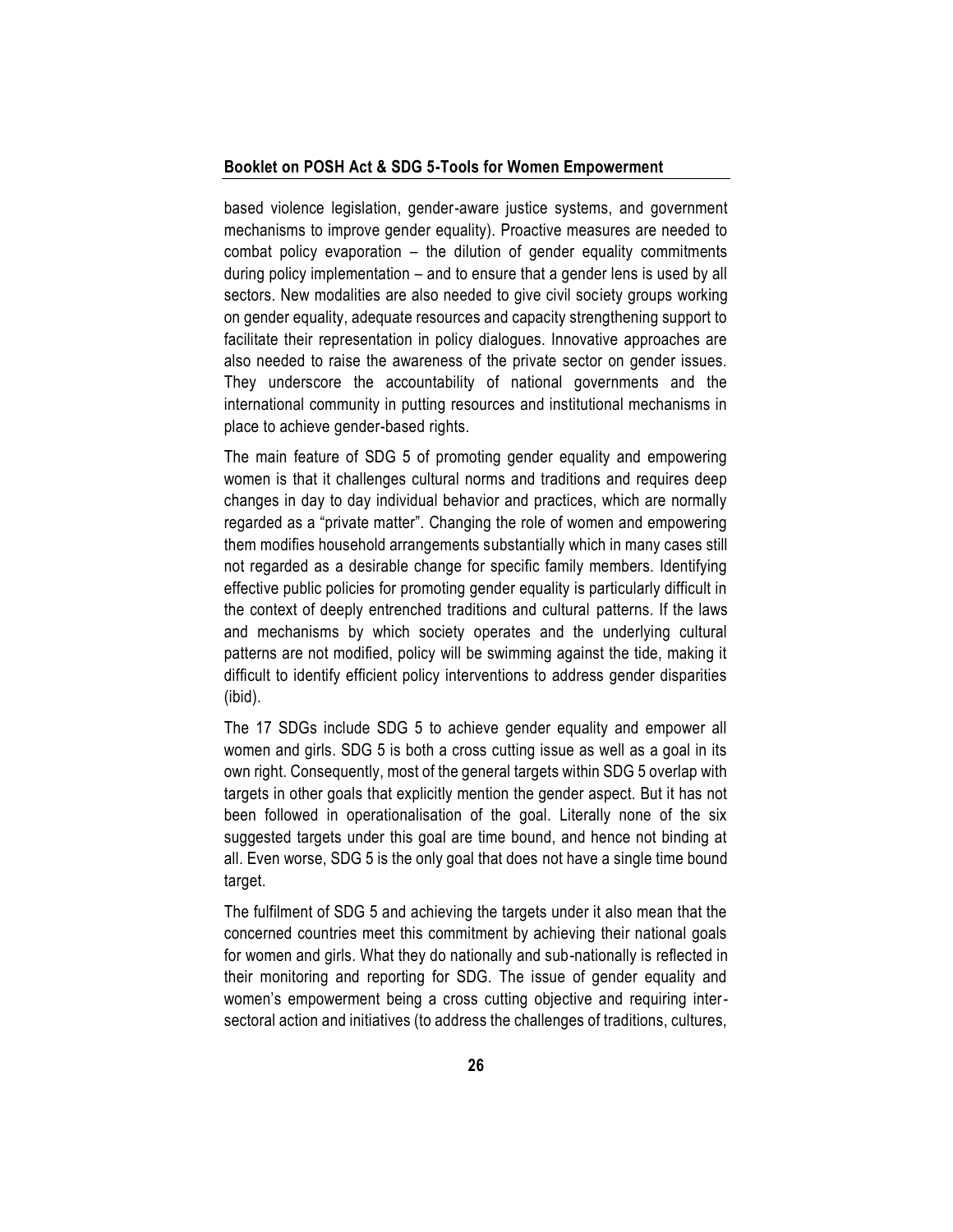based violence legislation, gender-aware justice systems, and government mechanisms to improve gender equality). Proactive measures are needed to combat policy evaporation – the dilution of gender equality commitments during policy implementation – and to ensure that a gender lens is used by all sectors. New modalities are also needed to give civil society groups working on gender equality, adequate resources and capacity strengthening support to facilitate their representation in policy dialogues. Innovative approaches are also needed to raise the awareness of the private sector on gender issues. They underscore the accountability of national governments and the international community in putting resources and institutional mechanisms in place to achieve gender-based rights.

The main feature of SDG 5 of promoting gender equality and empowering women is that it challenges cultural norms and traditions and requires deep changes in day to day individual behavior and practices, which are normally regarded as a "private matter". Changing the role of women and empowering them modifies household arrangements substantially which in many cases still not regarded as a desirable change for specific family members. Identifying effective public policies for promoting gender equality is particularly difficult in the context of deeply entrenched traditions and cultural patterns. If the laws and mechanisms by which society operates and the underlying cultural patterns are not modified, policy will be swimming against the tide, making it difficult to identify efficient policy interventions to address gender disparities (ibid).

The 17 SDGs include SDG 5 to achieve gender equality and empower all women and girls. SDG 5 is both a cross cutting issue as well as a goal in its own right. Consequently, most of the general targets within SDG 5 overlap with targets in other goals that explicitly mention the gender aspect. But it has not been followed in operationalisation of the goal. Literally none of the six suggested targets under this goal are time bound, and hence not binding at all. Even worse, SDG 5 is the only goal that does not have a single time bound target.

The fulfilment of SDG 5 and achieving the targets under it also mean that the concerned countries meet this commitment by achieving their national goals for women and girls. What they do nationally and sub-nationally is reflected in their monitoring and reporting for SDG. The issue of gender equality and women's empowerment being a cross cutting objective and requiring inter-sectoral action and initiatives (to address the challenges of traditions, cultures,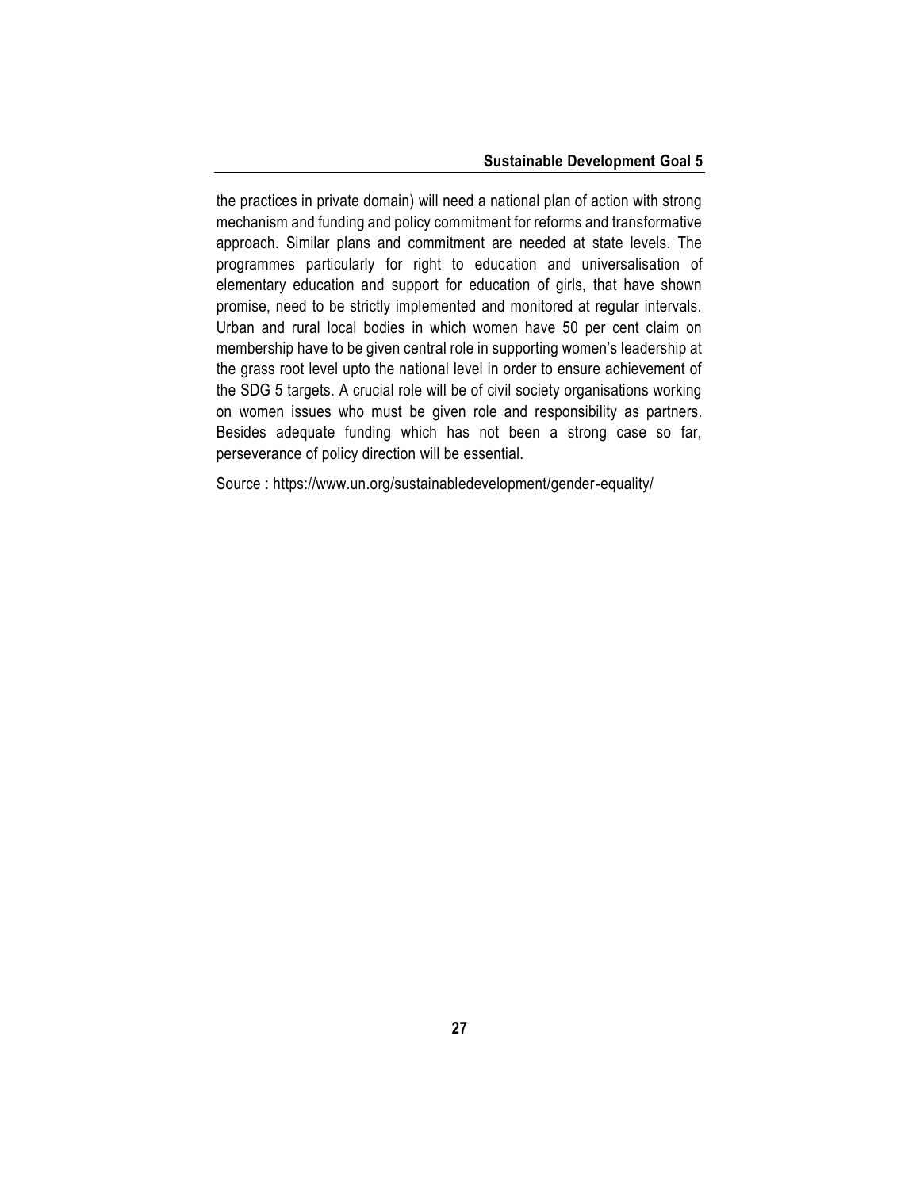the practices in private domain) will need a national plan of action with strong mechanism and funding and policy commitment for reforms and transformative approach. Similar plans and commitment are needed at state levels. The programmes particularly for right to education and universalisation of elementary education and support for education of girls, that have shown promise, need to be strictly implemented and monitored at regular intervals. Urban and rural local bodies in which women have 50 per cent claim on membership have to be given central role in supporting women's leadership at the grass root level upto the national level in order to ensure achievement of the SDG 5 targets. A crucial role will be of civil society organisations working on women issues who must be given role and responsibility as partners. Besides adequate funding which has not been a strong case so far, perseverance of policy direction will be essential.

Source : https://www.un.org/sustainabledevelopment/gender-equality/